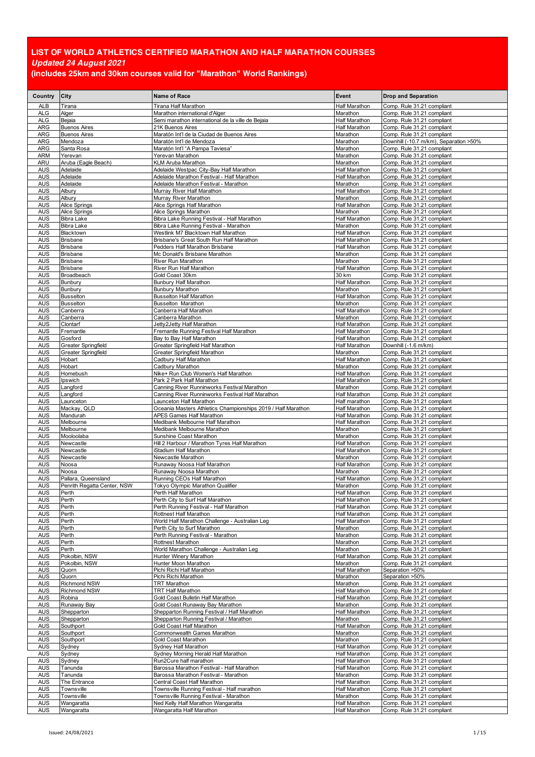# LIST OF WORLD ATHLETICS CERTIFIED MARATHON AND HALF MARATHON COURSES

***Updated 24 August 2021***

**(includes 25km and 30km courses valid for "Marathon" World Rankings)**

| Country | City | Name of Race | Event | Drop and Separation |
|---|---|---|---|---|
| ALB | Tirana | Tirana Half Marathon | Half Marathon | Comp. Rule 31.21 compliant |
| ALG | Alger | Marathon international d'Alger | Marathon | Comp. Rule 31.21 compliant |
| ALG | Bejaia | Semi marathon international de la ville de Bejaia | Half Marathon | Comp. Rule 31.21 compliant |
| ARG | Buenos Aires | 21K Buenos Aires | Half Marathon | Comp. Rule 31.21 compliant |
| ARG | Buenos Aires | Maratón Int'l de la Ciudad de Buenos Aires | Marathon | Comp. Rule 31.21 compliant |
| ARG | Mendoza | Maratón Int'l de Mendoza | Marathon | Downhill (-10.7 m/km), Separation >50% |
| ARG | Santa Rosa | Maratón Int'l "A Pampa Taviesa" | Marathon | Comp. Rule 31.21 compliant |
| ARM | Yerevan | Yerevan Marathon | Marathon | Comp. Rule 31.21 compliant |
| ARU | Aruba (Eagle Beach) | KLM Aruba Marathon | Marathon | Comp. Rule 31.21 compliant |
| AUS | Adelaide | Adelaide Westpac City-Bay Half Marathon | Half Marathon | Comp. Rule 31.21 compliant |
| AUS | Adelaide | Adelaide Marathon Festival - Half Marathon | Half Marathon | Comp. Rule 31.21 compliant |
| AUS | Adelaide | Adelaide Marathon Festival - Marathon | Marathon | Comp. Rule 31.21 compliant |
| AUS | Albury | Murray River Half Marathon | Half Marathon | Comp. Rule 31.21 compliant |
| AUS | Albury | Murray River Marathon | Marathon | Comp. Rule 31.21 compliant |
| AUS | Alice Springs | Alice Springs Half Marathon | Half Marathon | Comp. Rule 31.21 compliant |
| AUS | Alice Springs | Alice Springs Marathon | Marathon | Comp. Rule 31.21 compliant |
| AUS | Bibra Lake | Bibra Lake Running Festival - Half Marathon | Half Marathon | Comp. Rule 31.21 compliant |
| AUS | Bibra Lake | Bibra Lake Running Festival - Marathon | Marathon | Comp. Rule 31.21 compliant |
| AUS | Blacktown | Westlink M7 Blacktown Half Marathon | Half Marathon | Comp. Rule 31.21 compliant |
| AUS | Brisbane | Brisbane's Great South Run Half Marathon | Half Marathon | Comp. Rule 31.21 compliant |
| AUS | Brisbane | Pedders Half Marathon Brisbane | Half Marathon | Comp. Rule 31.21 compliant |
| AUS | Brisbane | Mc Donald's Brisbane Marathon | Marathon | Comp. Rule 31.21 compliant |
| AUS | Brisbane | River Run Marathon | Marathon | Comp. Rule 31.21 compliant |
| AUS | Brisbane | River Run Half Marathon | Half Marathon | Comp. Rule 31.21 compliant |
| AUS | Broadbeach | Gold Coast 30km | 30 km | Comp. Rule 31.21 compliant |
| AUS | Bunbury | Bunbury Half Marathon | Half Marathon | Comp. Rule 31.21 compliant |
| AUS | Bunbury | Bunbury Marathon | Marathon | Comp. Rule 31.21 compliant |
| AUS | Busselton | Busselton Half Marathon | Half Marathon | Comp. Rule 31.21 compliant |
| AUS | Busselton | Busselton Marathon | Marathon | Comp. Rule 31.21 compliant |
| AUS | Canberra | Canberra Half Marathon | Half Marathon | Comp. Rule 31.21 compliant |
| AUS | Canberra | Canberra Marathon | Marathon | Comp. Rule 31.21 compliant |
| AUS | Clontarf | Jetty2Jetty Half Marathon | Half Marathon | Comp. Rule 31.21 compliant |
| AUS | Fremantle | Fremantle Running Festival Half Marathon | Half Marathon | Comp. Rule 31.21 compliant |
| AUS | Gosford | Bay to Bay Half Marathon | Half Marathon | Comp. Rule 31.21 compliant |
| AUS | Greater Springfield | Greater Springfield Half Marathon | Half Marathon | Downhill (-1.6 m/km) |
| AUS | Greater Springfield | Greater Springfield Marathon | Marathon | Comp. Rule 31.21 compliant |
| AUS | Hobart | Cadbury Half Marathon | Half Marathon | Comp. Rule 31.21 compliant |
| AUS | Hobart | Cadbury Marathon | Marathon | Comp. Rule 31.21 compliant |
| AUS | Homebush | Nike+ Run Club Women's Half Marathon | Half Marathon | Comp. Rule 31.21 compliant |
| AUS | Ipswich | Park 2 Park Half Marathon | Half Marathon | Comp. Rule 31.21 compliant |
| AUS | Langford | Canning River Runninworks Festival Marathon | Marathon | Comp. Rule 31.21 compliant |
| AUS | Langford | Canning River Runninworks Festival Half Marathon | Half Marathon | Comp. Rule 31.21 compliant |
| AUS | Launceton | Launceton Half Marathon | Half marathon | Comp. Rule 31.21 compliant |
| AUS | Mackay, QLD | Oceania Masters Athletics Championships 2019 / Half Marathon | Half Marathon | Comp. Rule 31.21 compliant |
| AUS | Mandurah | APES Games Half Marathon | Half Marathon | Comp. Rule 31.21 compliant |
| AUS | Melbourne | Medibank Melbourne Half Marathon | Half Marathon | Comp. Rule 31.21 compliant |
| AUS | Melbourne | Medibank Melbourne Marathon | Marathon | Comp. Rule 31.21 compliant |
| AUS | Mooloolaba | Sunshine Coast Marathon | Marathon | Comp. Rule 31.21 compliant |
| AUS | Newcastle | Hill 2 Harbour / Marathon Tyres Half Marathon | Half Marathon | Comp. Rule 31.21 compliant |
| AUS | Newcastle | iStadium Half Marathon | Half Marathon | Comp. Rule 31.21 compliant |
| AUS | Newcastle | Newcastle Marathon | Marathon | Comp. Rule 31.21 compliant |
| AUS | Noosa | Runaway Noosa Half Marathon | Half Marathon | Comp. Rule 31.21 compliant |
| AUS | Noosa | Runaway Noosa Marathon | Marathon | Comp. Rule 31.21 compliant |
| AUS | Pallara, Queensland | Running CEOs Half Marathon | Half Marathon | Comp. Rule 31.21 compliant |
| AUS | Penrith Regatta Center, NSW | Tokyo Olympic Marathon Qualifier | Marathon | Comp. Rule 31.21 compliant |
| AUS | Perth | Perth Half Marathon | Half Marathon | Comp. Rule 31.21 compliant |
| AUS | Perth | Perth City to Surf Half Marathon | Half Marathon | Comp. Rule 31.21 compliant |
| AUS | Perth | Perth Running Festival - Half Marathon | Half Marathon | Comp. Rule 31.21 compliant |
| AUS | Perth | Rottnest Half Marathon | Half Marathon | Comp. Rule 31.21 compliant |
| AUS | Perth | World Half Marathon Challenge - Australian Leg | Half Marathon | Comp. Rule 31.21 compliant |
| AUS | Perth | Perth City to Surf Marathon | Marathon | Comp. Rule 31.21 compliant |
| AUS | Perth | Perth Running Festival - Marathon | Marathon | Comp. Rule 31.21 compliant |
| AUS | Perth | Rottnest Marathon | Marathon | Comp. Rule 31.21 compliant |
| AUS | Perth | World Marathon Challenge - Australian Leg | Marathon | Comp. Rule 31.21 compliant |
| AUS | Pokolbin, NSW | Hunter Winery Marathon | Half Marathon | Comp. Rule 31.21 compliant |
| AUS | Pokolbin, NSW | Hunter Moon Marathon | Marathon | Comp. Rule 31.21 compliant |
| AUS | Quorn | Pichi Richi Half Marathon | Half Marathon | Separation >50% |
| AUS | Quorn | Pichi Richi Marathon | Marathon | Separation >50% |
| AUS | Richmond NSW | TRT Marathon | Marathon | Comp. Rule 31.21 compliant |
| AUS | Richmond NSW | TRT Half Marathon | Half Marathon | Comp. Rule 31.21 compliant |
| AUS | Robina | Gold Coast Bulletin Half Marathon | Half Marathon | Comp. Rule 31.21 compliant |
| AUS | Runaway Bay | Gold Coast Runaway Bay Marathon | Marathon | Comp. Rule 31.21 compliant |
| AUS | Shepparton | Shepparton Running Festival / Half Marathon | Half Marathon | Comp. Rule 31.21 compliant |
| AUS | Shepparton | Shepparton Running Festival / Marathon | Marathon | Comp. Rule 31.21 compliant |
| AUS | Southport | Gold Coast Half Marathon | Half Marathon | Comp. Rule 31.21 compliant |
| AUS | Southport | Commonwealth Games Marathon | Marathon | Comp. Rule 31.21 compliant |
| AUS | Southport | Gold Coast Marathon | Marathon | Comp. Rule 31.21 compliant |
| AUS | Sydney | Sydney Half Marathon | Half Marathon | Comp. Rule 31.21 compliant |
| AUS | Sydney | Sydney Morning Herald Half Marathon | Half Marathon | Comp. Rule 31.21 compliant |
| AUS | Sydney | Run2Cure half marathon | Half Marathon | Comp. Rule 31.21 compliant |
| AUS | Tanunda | Barossa Marathon Festival - Half Marathon | Half Marathon | Comp. Rule 31.21 compliant |
| AUS | Tanunda | Barossa Marathon Festival - Marathon | Marathon | Comp. Rule 31.21 compliant |
| AUS | The Entrance | Central Coast Half Marathon | Half Marathon | Comp. Rule 31.21 compliant |
| AUS | Townsville | Townsville Running Festival - Half marathon | Half Marathon | Comp. Rule 31.21 compliant |
| AUS | Townsville | Townsville Running Festival - Marathon | Marathon | Comp. Rule 31.21 compliant |
| AUS | Wangaratta | Ned Kelly Half Marathon Wangaratta | Half Marathon | Comp. Rule 31.21 compliant |
| AUS | Wangaratta | Wangaratta Half Marathon | Half Marathon | Comp. Rule 31.21 compliant |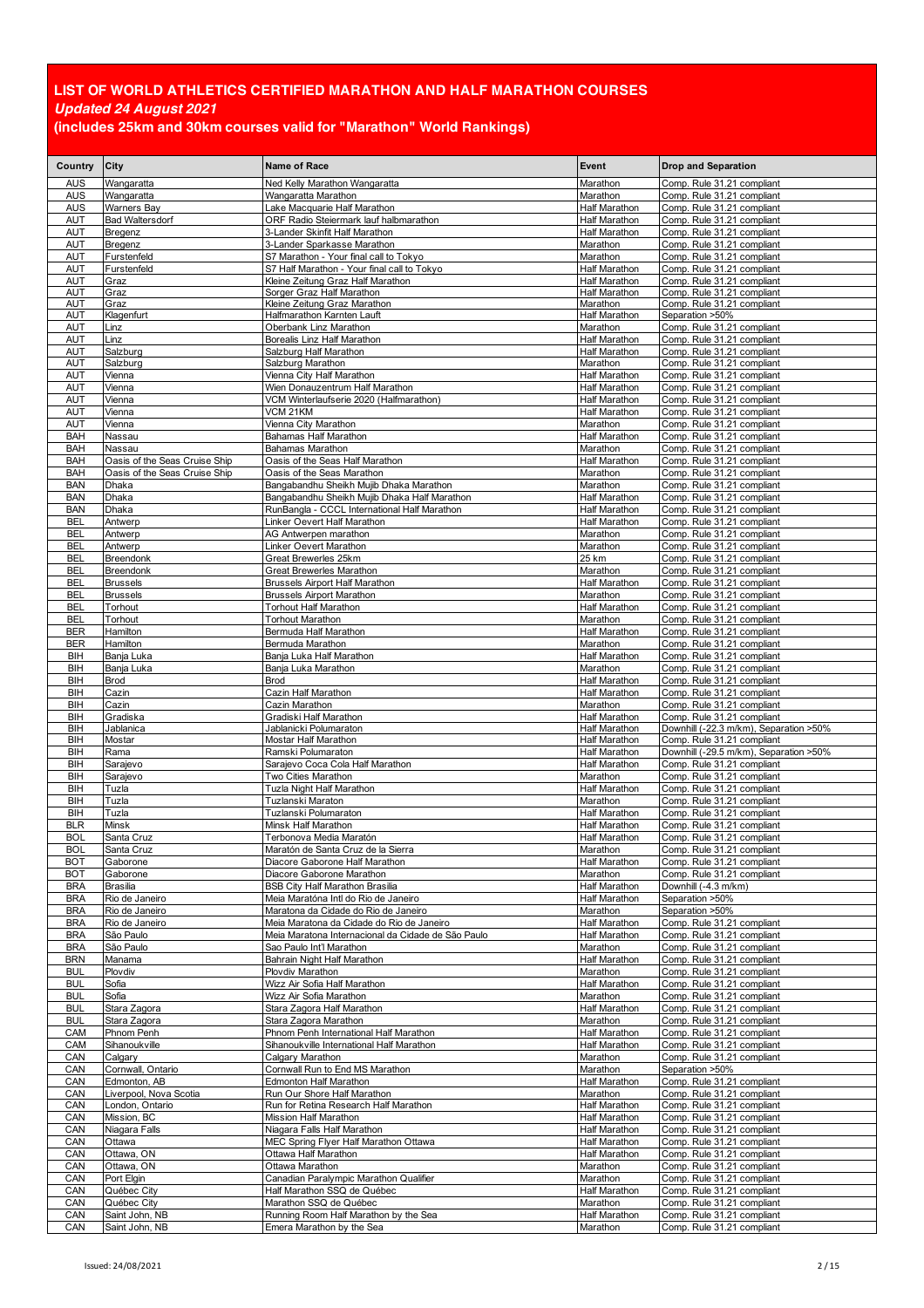# LIST OF WORLD ATHLETICS CERTIFIED MARATHON AND HALF MARATHON COURSES

***Updated 24 August 2021***

**(includes 25km and 30km courses valid for "Marathon" World Rankings)**

| Country | City | Name of Race | Event | Drop and Separation |
|---|---|---|---|---|
| AUS | Wangaratta | Ned Kelly Marathon Wangaratta | Marathon | Comp. Rule 31.21 compliant |
| AUS | Wangaratta | Wangaratta Marathon | Marathon | Comp. Rule 31.21 compliant |
| AUS | Warners Bay | Lake Macquarie Half Marathon | Half Marathon | Comp. Rule 31.21 compliant |
| AUT | Bad Waltersdorf | ORF Radio Steiermark lauf halbmarathon | Half Marathon | Comp. Rule 31.21 compliant |
| AUT | Bregenz | 3-Lander Skinfit Half Marathon | Half Marathon | Comp. Rule 31.21 compliant |
| AUT | Bregenz | 3-Lander Sparkasse Marathon | Marathon | Comp. Rule 31.21 compliant |
| AUT | Furstenfeld | S7 Marathon - Your final call to Tokyo | Marathon | Comp. Rule 31.21 compliant |
| AUT | Furstenfeld | S7 Half Marathon - Your final call to Tokyo | Half Marathon | Comp. Rule 31.21 compliant |
| AUT | Graz | Kleine Zeitung Graz Half Marathon | Half Marathon | Comp. Rule 31.21 compliant |
| AUT | Graz | Sorger Graz Half Marathon | Half Marathon | Comp. Rule 31.21 compliant |
| AUT | Graz | Kleine Zeitung Graz Marathon | Marathon | Comp. Rule 31.21 compliant |
| AUT | Klagenfurt | Halfmarathon Karnten Lauft | Half Marathon | Separation >50% |
| AUT | Linz | Oberbank Linz Marathon | Marathon | Comp. Rule 31.21 compliant |
| AUT | Linz | Borealis Linz Half Marathon | Half Marathon | Comp. Rule 31.21 compliant |
| AUT | Salzburg | Salzburg Half Marathon | Half Marathon | Comp. Rule 31.21 compliant |
| AUT | Salzburg | Salzburg Marathon | Marathon | Comp. Rule 31.21 compliant |
| AUT | Vienna | Vienna City Half Marathon | Half Marathon | Comp. Rule 31.21 compliant |
| AUT | Vienna | Wien Donauzentrum Half Marathon | Half Marathon | Comp. Rule 31.21 compliant |
| AUT | Vienna | VCM Winterlaufserie 2020 (Halfmarathon) | Half Marathon | Comp. Rule 31.21 compliant |
| AUT | Vienna | VCM 21KM | Half Marathon | Comp. Rule 31.21 compliant |
| AUT | Vienna | Vienna City Marathon | Marathon | Comp. Rule 31.21 compliant |
| BAH | Nassau | Bahamas Half Marathon | Half Marathon | Comp. Rule 31.21 compliant |
| BAH | Nassau | Bahamas Marathon | Marathon | Comp. Rule 31.21 compliant |
| BAH | Oasis of the Seas Cruise Ship | Oasis of the Seas Half Marathon | Half Marathon | Comp. Rule 31.21 compliant |
| BAH | Oasis of the Seas Cruise Ship | Oasis of the Seas Marathon | Marathon | Comp. Rule 31.21 compliant |
| BAN | Dhaka | Bangabandhu Sheikh Mujib Dhaka Marathon | Marathon | Comp. Rule 31.21 compliant |
| BAN | Dhaka | Bangabandhu Sheikh Mujib Dhaka Half Marathon | Half Marathon | Comp. Rule 31.21 compliant |
| BAN | Dhaka | RunBangla - CCCL International Half Marathon | Half Marathon | Comp. Rule 31.21 compliant |
| BEL | Antwerp | Linker Oevert Half Marathon | Half Marathon | Comp. Rule 31.21 compliant |
| BEL | Antwerp | AG Antwerpen marathon | Marathon | Comp. Rule 31.21 compliant |
| BEL | Antwerp | Linker Oevert Marathon | Marathon | Comp. Rule 31.21 compliant |
| BEL | Breendonk | Great Brewerles 25km | 25 km | Comp. Rule 31.21 compliant |
| BEL | Breendonk | Great Brewerles Marathon | Marathon | Comp. Rule 31.21 compliant |
| BEL | Brussels | Brussels Airport Half Marathon | Half Marathon | Comp. Rule 31.21 compliant |
| BEL | Brussels | Brussels Airport Marathon | Marathon | Comp. Rule 31.21 compliant |
| BEL | Torhout | Torhout Half Marathon | Half Marathon | Comp. Rule 31.21 compliant |
| BEL | Torhout | Torhout Marathon | Marathon | Comp. Rule 31.21 compliant |
| BER | Hamilton | Bermuda Half Marathon | Half Marathon | Comp. Rule 31.21 compliant |
| BER | Hamilton | Bermuda Marathon | Marathon | Comp. Rule 31.21 compliant |
| BIH | Banja Luka | Banja Luka Half Marathon | Half Marathon | Comp. Rule 31.21 compliant |
| BIH | Banja Luka | Banja Luka Marathon | Marathon | Comp. Rule 31.21 compliant |
| BIH | Brod | Brod | Half Marathon | Comp. Rule 31.21 compliant |
| BIH | Cazin | Cazin Half Marathon | Half Marathon | Comp. Rule 31.21 compliant |
| BIH | Cazin | Cazin Marathon | Marathon | Comp. Rule 31.21 compliant |
| BIH | Gradiska | Gradiski Half Marathon | Half Marathon | Comp. Rule 31.21 compliant |
| BIH | Jablanica | Jablanicki Polumaraton | Half Marathon | Downhill (-22.3 m/km), Separation >50% |
| BIH | Mostar | Mostar Half Marathon | Half Marathon | Comp. Rule 31.21 compliant |
| BIH | Rama | Ramski Polumaraton | Half Marathon | Downhill (-29.5 m/km), Separation >50% |
| BIH | Sarajevo | Sarajevo Coca Cola Half Marathon | Half Marathon | Comp. Rule 31.21 compliant |
| BIH | Sarajevo | Two Cities Marathon | Marathon | Comp. Rule 31.21 compliant |
| BIH | Tuzla | Tuzla Night Half Marathon | Half Marathon | Comp. Rule 31.21 compliant |
| BIH | Tuzla | Tuzlanski Maraton | Marathon | Comp. Rule 31.21 compliant |
| BIH | Tuzla | Tuzlanski Polumaraton | Half Marathon | Comp. Rule 31.21 compliant |
| BLR | Minsk | Minsk Half Marathon | Half Marathon | Comp. Rule 31.21 compliant |
| BOL | Santa Cruz | Terbonova Media Maratón | Half Marathon | Comp. Rule 31.21 compliant |
| BOL | Santa Cruz | Maratón de Santa Cruz de la Sierra | Marathon | Comp. Rule 31.21 compliant |
| BOT | Gaborone | Diacore Gaborone Half Marathon | Half Marathon | Comp. Rule 31.21 compliant |
| BOT | Gaborone | Diacore Gaborone Marathon | Marathon | Comp. Rule 31.21 compliant |
| BRA | Brasilia | BSB City Half Marathon Brasilia | Half Marathon | Downhill (-4.3 m/km) |
| BRA | Rio de Janeiro | Meia Maratóna Intl do Rio de Janeiro | Half Marathon | Separation >50% |
| BRA | Rio de Janeiro | Maratona da Cidade do Rio de Janeiro | Marathon | Separation >50% |
| BRA | Rio de Janeiro | Meia Maratona da Cidade do Rio de Janeiro | Half Marathon | Comp. Rule 31.21 compliant |
| BRA | São Paulo | Meia Maratona Internacional da Cidade de São Paulo | Half Marathon | Comp. Rule 31.21 compliant |
| BRA | São Paulo | Sao Paulo Int'l Marathon | Marathon | Comp. Rule 31.21 compliant |
| BRN | Manama | Bahrain Night Half Marathon | Half Marathon | Comp. Rule 31.21 compliant |
| BUL | Plovdiv | Plovdiv Marathon | Marathon | Comp. Rule 31.21 compliant |
| BUL | Sofia | Wizz Air Sofia Half Marathon | Half Marathon | Comp. Rule 31.21 compliant |
| BUL | Sofia | Wizz Air Sofia Marathon | Marathon | Comp. Rule 31.21 compliant |
| BUL | Stara Zagora | Stara Zagora Half Marathon | Half Marathon | Comp. Rule 31.21 compliant |
| BUL | Stara Zagora | Stara Zagora Marathon | Marathon | Comp. Rule 31.21 compliant |
| CAM | Phnom Penh | Phnom Penh International Half Marathon | Half Marathon | Comp. Rule 31.21 compliant |
| CAM | Sihanoukville | Sihanoukville International Half Marathon | Half Marathon | Comp. Rule 31.21 compliant |
| CAN | Calgary | Calgary Marathon | Marathon | Comp. Rule 31.21 compliant |
| CAN | Cornwall, Ontario | Cornwall Run to End MS Marathon | Marathon | Separation >50% |
| CAN | Edmonton, AB | Edmonton Half Marathon | Half Marathon | Comp. Rule 31.21 compliant |
| CAN | Liverpool, Nova Scotia | Run Our Shore Half Marathon | Marathon | Comp. Rule 31.21 compliant |
| CAN | London, Ontario | Run for Retina Research Half Marathon | Half Marathon | Comp. Rule 31.21 compliant |
| CAN | Mission, BC | Mission Half Marathon | Half Marathon | Comp. Rule 31.21 compliant |
| CAN | Niagara Falls | Niagara Falls Half Marathon | Half Marathon | Comp. Rule 31.21 compliant |
| CAN | Ottawa | MEC Spring Flyer Half Marathon Ottawa | Half Marathon | Comp. Rule 31.21 compliant |
| CAN | Ottawa, ON | Ottawa Half Marathon | Half Marathon | Comp. Rule 31.21 compliant |
| CAN | Ottawa, ON | Ottawa Marathon | Marathon | Comp. Rule 31.21 compliant |
| CAN | Port Elgin | Canadian Paralympic Marathon Qualifier | Marathon | Comp. Rule 31.21 compliant |
| CAN | Québec City | Half Marathon SSQ de Québec | Half Marathon | Comp. Rule 31.21 compliant |
| CAN | Québec City | Marathon SSQ de Québec | Marathon | Comp. Rule 31.21 compliant |
| CAN | Saint John, NB | Running Room Half Marathon by the Sea | Half Marathon | Comp. Rule 31.21 compliant |
| CAN | Saint John, NB | Emera Marathon by the Sea | Marathon | Comp. Rule 31.21 compliant |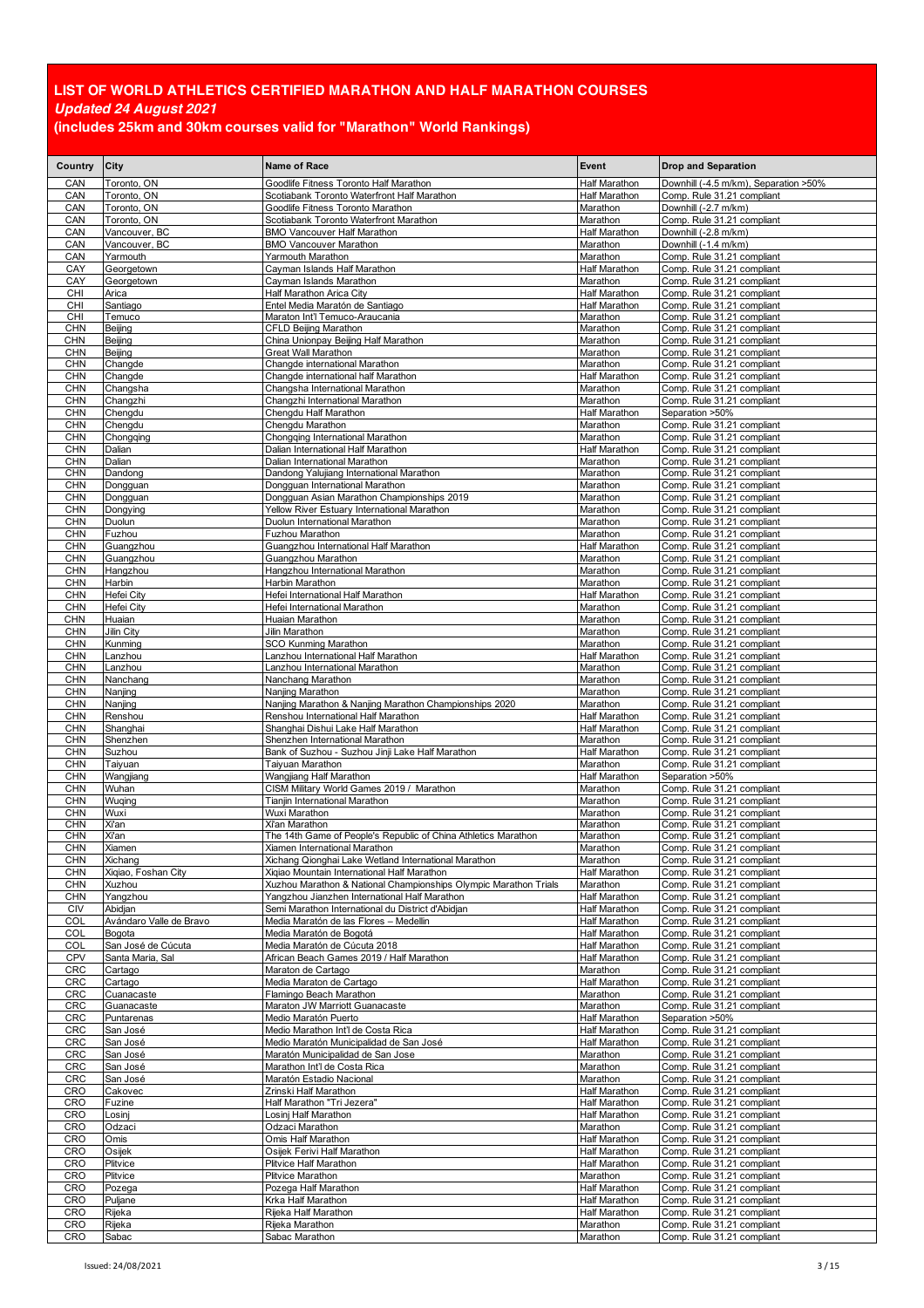# LIST OF WORLD ATHLETICS CERTIFIED MARATHON AND HALF MARATHON COURSES

***Updated 24 August 2021***

**(includes 25km and 30km courses valid for "Marathon" World Rankings)**

| Country | City | Name of Race | Event | Drop and Separation |
|---|---|---|---|---|
| CAN | Toronto, ON | Goodlife Fitness Toronto Half Marathon | Half Marathon | Downhill (-4.5 m/km), Separation >50% |
| CAN | Toronto, ON | Scotiabank Toronto Waterfront Half Marathon | Half Marathon | Comp. Rule 31.21 compliant |
| CAN | Toronto, ON | Goodlife Fitness Toronto Marathon | Marathon | Downhill (-2.7 m/km) |
| CAN | Toronto, ON | Scotiabank Toronto Waterfront Marathon | Marathon | Comp. Rule 31.21 compliant |
| CAN | Vancouver, BC | BMO Vancouver Half Marathon | Half Marathon | Downhill (-2.8 m/km) |
| CAN | Vancouver, BC | BMO Vancouver Marathon | Marathon | Downhill (-1.4 m/km) |
| CAN | Yarmouth | Yarmouth Marathon | Marathon | Comp. Rule 31.21 compliant |
| CAY | Georgetown | Cayman Islands Half Marathon | Half Marathon | Comp. Rule 31.21 compliant |
| CAY | Georgetown | Cayman Islands Marathon | Marathon | Comp. Rule 31.21 compliant |
| CHI | Arica | Half Marathon Arica City | Half Marathon | Comp. Rule 31.21 compliant |
| CHI | Santiago | Entel Media Maratón de Santiago | Half Marathon | Comp. Rule 31.21 compliant |
| CHI | Temuco | Maraton Int'l Temuco-Araucania | Marathon | Comp. Rule 31.21 compliant |
| CHN | Beijing | CFLD Beijing Marathon | Marathon | Comp. Rule 31.21 compliant |
| CHN | Beijing | China Unionpay Beijing Half Marathon | Marathon | Comp. Rule 31.21 compliant |
| CHN | Beijing | Great Wall Marathon | Marathon | Comp. Rule 31.21 compliant |
| CHN | Changde | Changde international Marathon | Marathon | Comp. Rule 31.21 compliant |
| CHN | Changde | Changde international half Marathon | Half Marathon | Comp. Rule 31.21 compliant |
| CHN | Changsha | Changsha International Marathon | Marathon | Comp. Rule 31.21 compliant |
| CHN | Changzhi | Changzhi International Marathon | Marathon | Comp. Rule 31.21 compliant |
| CHN | Chengdu | Chengdu Half Marathon | Half Marathon | Separation >50% |
| CHN | Chengdu | Chengdu Marathon | Marathon | Comp. Rule 31.21 compliant |
| CHN | Chongqing | Chongqing International Marathon | Marathon | Comp. Rule 31.21 compliant |
| CHN | Dalian | Dalian International Half Marathon | Half Marathon | Comp. Rule 31.21 compliant |
| CHN | Dalian | Dalian International Marathon | Marathon | Comp. Rule 31.21 compliant |
| CHN | Dandong | Dandong Yalujiang International Marathon | Marathon | Comp. Rule 31.21 compliant |
| CHN | Dongguan | Dongguan International Marathon | Marathon | Comp. Rule 31.21 compliant |
| CHN | Dongguan | Dongguan Asian Marathon Championships 2019 | Marathon | Comp. Rule 31.21 compliant |
| CHN | Dongying | Yellow River Estuary International Marathon | Marathon | Comp. Rule 31.21 compliant |
| CHN | Duolun | Duolun International Marathon | Marathon | Comp. Rule 31.21 compliant |
| CHN | Fuzhou | Fuzhou Marathon | Marathon | Comp. Rule 31.21 compliant |
| CHN | Guangzhou | Guangzhou International Half Marathon | Half Marathon | Comp. Rule 31.21 compliant |
| CHN | Guangzhou | Guangzhou Marathon | Marathon | Comp. Rule 31.21 compliant |
| CHN | Hangzhou | Hangzhou International Marathon | Marathon | Comp. Rule 31.21 compliant |
| CHN | Harbin | Harbin Marathon | Marathon | Comp. Rule 31.21 compliant |
| CHN | Hefei City | Hefei International Half Marathon | Half Marathon | Comp. Rule 31.21 compliant |
| CHN | Hefei City | Hefei International Marathon | Marathon | Comp. Rule 31.21 compliant |
| CHN | Huaian | Huaian Marathon | Marathon | Comp. Rule 31.21 compliant |
| CHN | Jilin City | Jilin Marathon | Marathon | Comp. Rule 31.21 compliant |
| CHN | Kunming | SCO Kunming Marathon | Marathon | Comp. Rule 31.21 compliant |
| CHN | Lanzhou | Lanzhou International Half Marathon | Half Marathon | Comp. Rule 31.21 compliant |
| CHN | Lanzhou | Lanzhou International Marathon | Marathon | Comp. Rule 31.21 compliant |
| CHN | Nanchang | Nanchang Marathon | Marathon | Comp. Rule 31.21 compliant |
| CHN | Nanjing | Nanjing Marathon | Marathon | Comp. Rule 31.21 compliant |
| CHN | Nanjing | Nanjing Marathon & Nanjing Marathon Championships 2020 | Marathon | Comp. Rule 31.21 compliant |
| CHN | Renshou | Renshou International Half Marathon | Half Marathon | Comp. Rule 31.21 compliant |
| CHN | Shanghai | Shanghai Dishui Lake Half Marathon | Half Marathon | Comp. Rule 31.21 compliant |
| CHN | Shenzhen | Shenzhen International Marathon | Marathon | Comp. Rule 31.21 compliant |
| CHN | Suzhou | Bank of Suzhou - Suzhou Jinji Lake Half Marathon | Half Marathon | Comp. Rule 31.21 compliant |
| CHN | Taiyuan | Taiyuan Marathon | Marathon | Comp. Rule 31.21 compliant |
| CHN | Wangjiang | Wangjiang Half Marathon | Half Marathon | Separation >50% |
| CHN | Wuhan | CISM Military World Games 2019 / Marathon | Marathon | Comp. Rule 31.21 compliant |
| CHN | Wuqing | Tianjin International Marathon | Marathon | Comp. Rule 31.21 compliant |
| CHN | Wuxi | Wuxi Marathon | Marathon | Comp. Rule 31.21 compliant |
| CHN | Xi'an | Xi'an Marathon | Marathon | Comp. Rule 31.21 compliant |
| CHN | Xi'an | The 14th Game of People's Republic of China Athletics Marathon | Marathon | Comp. Rule 31.21 compliant |
| CHN | Xiamen | Xiamen International Marathon | Marathon | Comp. Rule 31.21 compliant |
| CHN | Xichang | Xichang Qionghai Lake Wetland International Marathon | Marathon | Comp. Rule 31.21 compliant |
| CHN | Xiqiao, Foshan City | Xiqiao Mountain International Half Marathon | Half Marathon | Comp. Rule 31.21 compliant |
| CHN | Xuzhou | Xuzhou Marathon & National Championships Olympic Marathon Trials | Marathon | Comp. Rule 31.21 compliant |
| CHN | Yangzhou | Yangzhou Jianzhen International Half Marathon | Half Marathon | Comp. Rule 31.21 compliant |
| CIV | Abidjan | Semi Marathon International du District d'Abidjan | Half Marathon | Comp. Rule 31.21 compliant |
| COL | Avándaro Valle de Bravo | Media Maratón de las Flores – Medellin | Half Marathon | Comp. Rule 31.21 compliant |
| COL | Bogota | Media Maratón de Bogotá | Half Marathon | Comp. Rule 31.21 compliant |
| COL | San José de Cúcuta | Media Maratón de Cúcuta 2018 | Half Marathon | Comp. Rule 31.21 compliant |
| CPV | Santa Maria, Sal | African Beach Games 2019 / Half Marathon | Half Marathon | Comp. Rule 31.21 compliant |
| CRC | Cartago | Maraton de Cartago | Marathon | Comp. Rule 31.21 compliant |
| CRC | Cartago | Media Maraton de Cartago | Half Marathon | Comp. Rule 31.21 compliant |
| CRC | Cuanacaste | Flamingo Beach Marathon | Marathon | Comp. Rule 31.21 compliant |
| CRC | Guanacaste | Maraton JW Marriott Guanacaste | Marathon | Comp. Rule 31.21 compliant |
| CRC | Puntarenas | Medio Maratón Puerto | Half Marathon | Separation >50% |
| CRC | San José | Medio Marathon Int'l de Costa Rica | Half Marathon | Comp. Rule 31.21 compliant |
| CRC | San José | Medio Maratón Municipalidad de San José | Half Marathon | Comp. Rule 31.21 compliant |
| CRC | San José | Maratón Municipalidad de San Jose | Marathon | Comp. Rule 31.21 compliant |
| CRC | San José | Marathon Int'l de Costa Rica | Marathon | Comp. Rule 31.21 compliant |
| CRC | San José | Maratón Estadio Nacional | Marathon | Comp. Rule 31.21 compliant |
| CRO | Cakovec | Zrinski Half Marathon | Half Marathon | Comp. Rule 31.21 compliant |
| CRO | Fuzine | Half Marathon "Tri Jezera" | Half Marathon | Comp. Rule 31.21 compliant |
| CRO | Losinj | Losinj Half Marathon | Half Marathon | Comp. Rule 31.21 compliant |
| CRO | Odzaci | Odzaci Marathon | Marathon | Comp. Rule 31.21 compliant |
| CRO | Omis | Omis Half Marathon | Half Marathon | Comp. Rule 31.21 compliant |
| CRO | Osijek | Osijek Ferivi Half Marathon | Half Marathon | Comp. Rule 31.21 compliant |
| CRO | Plitvice | Plitvice Half Marathon | Half Marathon | Comp. Rule 31.21 compliant |
| CRO | Plitvice | Plitvice Marathon | Marathon | Comp. Rule 31.21 compliant |
| CRO | Pozega | Pozega Half Marathon | Half Marathon | Comp. Rule 31.21 compliant |
| CRO | Puljane | Krka Half Marathon | Half Marathon | Comp. Rule 31.21 compliant |
| CRO | Rijeka | Rijeka Half Marathon | Half Marathon | Comp. Rule 31.21 compliant |
| CRO | Rijeka | Rijeka Marathon | Marathon | Comp. Rule 31.21 compliant |
| CRO | Sabac | Sabac Marathon | Marathon | Comp. Rule 31.21 compliant |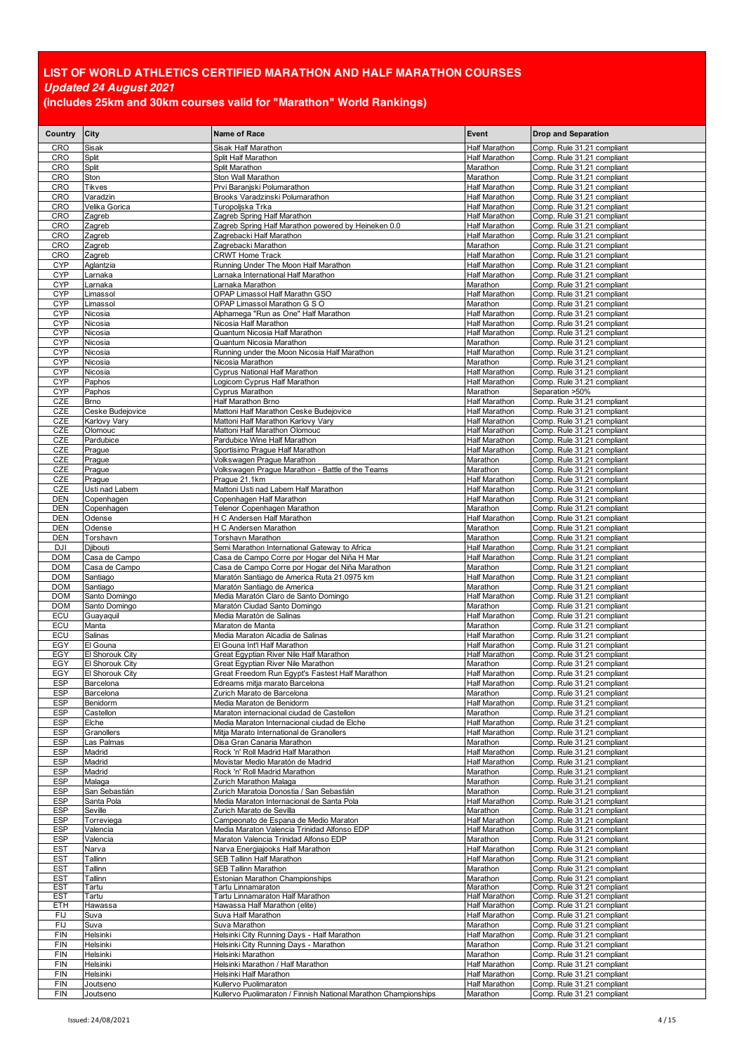# LIST OF WORLD ATHLETICS CERTIFIED MARATHON AND HALF MARATHON COURSES

***Updated 24 August 2021***

**(includes 25km and 30km courses valid for "Marathon" World Rankings)**

| Country | City | Name of Race | Event | Drop and Separation |
|---|---|---|---|---|
| CRO | Sisak | Sisak Half Marathon | Half Marathon | Comp. Rule 31.21 compliant |
| CRO | Split | Split Half Marathon | Half Marathon | Comp. Rule 31.21 compliant |
| CRO | Split | Split Marathon | Marathon | Comp. Rule 31.21 compliant |
| CRO | Ston | Ston Wall Marathon | Marathon | Comp. Rule 31.21 compliant |
| CRO | Tikves | Prvi Baranjski Polumarathon | Half Marathon | Comp. Rule 31.21 compliant |
| CRO | Varadzin | Brooks Varadzinski Polumarathon | Half Marathon | Comp. Rule 31.21 compliant |
| CRO | Velika Gorica | Turopoljska Trka | Half Marathon | Comp. Rule 31.21 compliant |
| CRO | Zagreb | Zagreb Spring Half Marathon | Half Marathon | Comp. Rule 31.21 compliant |
| CRO | Zagreb | Zagreb Spring Half Marathon powered by Heineken 0.0 | Half Marathon | Comp. Rule 31.21 compliant |
| CRO | Zagreb | Zagrebacki Half Marathon | Half Marathon | Comp. Rule 31.21 compliant |
| CRO | Zagreb | Zagrebacki Marathon | Marathon | Comp. Rule 31.21 compliant |
| CRO | Zagreb | CRWT Home Track | Half Marathon | Comp. Rule 31.21 compliant |
| CYP | Aglantzia | Running Under The Moon Half Marathon | Half Marathon | Comp. Rule 31.21 compliant |
| CYP | Larnaka | Larnaka International Half Marathon | Half Marathon | Comp. Rule 31.21 compliant |
| CYP | Larnaka | Larnaka Marathon | Marathon | Comp. Rule 31.21 compliant |
| CYP | Limassol | OPAP Limassol Half Marathn GSO | Half Marathon | Comp. Rule 31.21 compliant |
| CYP | Limassol | OPAP Limassol Marathon G S O | Marathon | Comp. Rule 31.21 compliant |
| CYP | Nicosia | Alphamega "Run as One" Half Marathon | Half Marathon | Comp. Rule 31.21 compliant |
| CYP | Nicosia | Nicosia Half Marathon | Half Marathon | Comp. Rule 31.21 compliant |
| CYP | Nicosia | Quantum Nicosia Half Marathon | Half Marathon | Comp. Rule 31.21 compliant |
| CYP | Nicosia | Quantum Nicosia Marathon | Marathon | Comp. Rule 31.21 compliant |
| CYP | Nicosia | Running under the Moon Nicosia Half Marathon | Half Marathon | Comp. Rule 31.21 compliant |
| CYP | Nicosia | Nicosia Marathon | Marathon | Comp. Rule 31.21 compliant |
| CYP | Nicosia | Cyprus National Half Marathon | Half Marathon | Comp. Rule 31.21 compliant |
| CYP | Paphos | Logicom Cyprus Half Marathon | Half Marathon | Comp. Rule 31.21 compliant |
| CYP | Paphos | Cyprus Marathon | Marathon | Separation >50% |
| CZE | Brno | Half Marathon Brno | Half Marathon | Comp. Rule 31.21 compliant |
| CZE | Ceske Budejovice | Mattoni Half Marathon Ceske Budejovice | Half Marathon | Comp. Rule 31.21 compliant |
| CZE | Karlovy Vary | Mattoni Half Marathon Karlovy Vary | Half Marathon | Comp. Rule 31.21 compliant |
| CZE | Olomouc | Mattoni Half Marathon Olomouc | Half Marathon | Comp. Rule 31.21 compliant |
| CZE | Pardubice | Pardubice Wine Half Marathon | Half Marathon | Comp. Rule 31.21 compliant |
| CZE | Prague | Sportisimo Prague Half Marathon | Half Marathon | Comp. Rule 31.21 compliant |
| CZE | Prague | Volkswagen Prague Marathon | Marathon | Comp. Rule 31.21 compliant |
| CZE | Prague | Volkswagen Prague Marathon - Battle of the Teams | Marathon | Comp. Rule 31.21 compliant |
| CZE | Prague | Prague 21.1km | Half Marathon | Comp. Rule 31.21 compliant |
| CZE | Usti nad Labem | Mattoni Usti nad Labem Half Marathon | Half Marathon | Comp. Rule 31.21 compliant |
| DEN | Copenhagen | Copenhagen Half Marathon | Half Marathon | Comp. Rule 31.21 compliant |
| DEN | Copenhagen | Telenor Copenhagen Marathon | Marathon | Comp. Rule 31.21 compliant |
| DEN | Odense | H C Andersen Half Marathon | Half Marathon | Comp. Rule 31.21 compliant |
| DEN | Odense | H C Andersen Marathon | Marathon | Comp. Rule 31.21 compliant |
| DEN | Torshavn | Torshavn Marathon | Marathon | Comp. Rule 31.21 compliant |
| DJI | Djibouti | Semi Marathon International Gateway to Africa | Half Marathon | Comp. Rule 31.21 compliant |
| DOM | Casa de Campo | Casa de Campo Corre por Hogar del Niña H Mar | Half Marathon | Comp. Rule 31.21 compliant |
| DOM | Casa de Campo | Casa de Campo Corre por Hogar del Niña Marathon | Marathon | Comp. Rule 31.21 compliant |
| DOM | Santiago | Maratón Santiago de America Ruta 21.0975 km | Half Marathon | Comp. Rule 31.21 compliant |
| DOM | Santiago | Maratón Santiago de America | Marathon | Comp. Rule 31.21 compliant |
| DOM | Santo Domingo | Media Maratón Claro de Santo Domingo | Half Marathon | Comp. Rule 31.21 compliant |
| DOM | Santo Domingo | Maratón Ciudad Santo Domingo | Marathon | Comp. Rule 31.21 compliant |
| ECU | Guayaquil | Media Maratón de Salinas | Half Marathon | Comp. Rule 31.21 compliant |
| ECU | Manta | Maraton de Manta | Marathon | Comp. Rule 31.21 compliant |
| ECU | Salinas | Media Maraton Alcadia de Salinas | Half Marathon | Comp. Rule 31.21 compliant |
| EGY | El Gouna | El Gouna Int'l Half Marathon | Half Marathon | Comp. Rule 31.21 compliant |
| EGY | El Shorouk City | Great Egyptian River Nile Half Marathon | Half Marathon | Comp. Rule 31.21 compliant |
| EGY | El Shorouk City | Great Egyptian River Nile Marathon | Marathon | Comp. Rule 31.21 compliant |
| EGY | El Shorouk City | Great Freedom Run Egypt's Fastest Half Marathon | Half Marathon | Comp. Rule 31.21 compliant |
| ESP | Barcelona | Edreams mitja marato Barcelona | Half Marathon | Comp. Rule 31.21 compliant |
| ESP | Barcelona | Zurich Marato de Barcelona | Marathon | Comp. Rule 31.21 compliant |
| ESP | Benidorm | Media Maraton de Benidorm | Half Marathon | Comp. Rule 31.21 compliant |
| ESP | Castellon | Maraton internacional ciudad de Castellon | Marathon | Comp. Rule 31.21 compliant |
| ESP | Elche | Media Maraton Internacional ciudad de Elche | Half Marathon | Comp. Rule 31.21 compliant |
| ESP | Granollers | Mitja Marato International de Granollers | Half Marathon | Comp. Rule 31.21 compliant |
| ESP | Las Palmas | Disa Gran Canaria Marathon | Marathon | Comp. Rule 31.21 compliant |
| ESP | Madrid | Rock 'n' Roll Madrid Half Marathon | Half Marathon | Comp. Rule 31.21 compliant |
| ESP | Madrid | Movistar Medio Maratón de Madrid | Half Marathon | Comp. Rule 31.21 compliant |
| ESP | Madrid | Rock 'n' Roll Madrid Marathon | Marathon | Comp. Rule 31.21 compliant |
| ESP | Malaga | Zurich Marathon Malaga | Marathon | Comp. Rule 31.21 compliant |
| ESP | San Sebastián | Zurich Maratoia Donostia / San Sebastián | Marathon | Comp. Rule 31.21 compliant |
| ESP | Santa Pola | Media Maraton Internacional de Santa Pola | Half Marathon | Comp. Rule 31.21 compliant |
| ESP | Seville | Zurich Marato de Sevilla | Marathon | Comp. Rule 31.21 compliant |
| ESP | Torreviega | Campeonato de Espana de Medio Maraton | Half Marathon | Comp. Rule 31.21 compliant |
| ESP | Valencia | Media Maraton Valencia Trinidad Alfonso EDP | Half Marathon | Comp. Rule 31.21 compliant |
| ESP | Valencia | Maraton Valencia Trinidad Alfonso EDP | Marathon | Comp. Rule 31.21 compliant |
| EST | Narva | Narva Energiajooks Half Marathon | Half Marathon | Comp. Rule 31.21 compliant |
| EST | Tallinn | SEB Tallinn Half Marathon | Half Marathon | Comp. Rule 31.21 compliant |
| EST | Tallinn | SEB Tallinn Marathon | Marathon | Comp. Rule 31.21 compliant |
| EST | Tallinn | Estonian Marathon Championships | Marathon | Comp. Rule 31.21 compliant |
| EST | Tartu | Tartu Linnamaraton | Marathon | Comp. Rule 31.21 compliant |
| EST | Tartu | Tartu Linnamaraton Half Marathon | Half Marathon | Comp. Rule 31.21 compliant |
| ETH | Hawassa | Hawassa Half Marathon (elite) | Half Marathon | Comp. Rule 31.21 compliant |
| FIJ | Suva | Suva Half Marathon | Half Marathon | Comp. Rule 31.21 compliant |
| FIJ | Suva | Suva Marathon | Marathon | Comp. Rule 31.21 compliant |
| FIN | Helsinki | Helsinki City Running Days - Half Marathon | Half Marathon | Comp. Rule 31.21 compliant |
| FIN | Helsinki | Helsinki City Running Days - Marathon | Marathon | Comp. Rule 31.21 compliant |
| FIN | Helsinki | Helsinki Marathon | Marathon | Comp. Rule 31.21 compliant |
| FIN | Helsinki | Helsinki Marathon / Half Marathon | Half Marathon | Comp. Rule 31.21 compliant |
| FIN | Helsinki | Helsinki Half Marathon | Half Marathon | Comp. Rule 31.21 compliant |
| FIN | Joutseno | Kullervo Puolimaraton | Half Marathon | Comp. Rule 31.21 compliant |
| FIN | Joutseno | Kullervo Puolimaraton / Finnish National Marathon Championships | Marathon | Comp. Rule 31.21 compliant |

Issued: 24/08/2021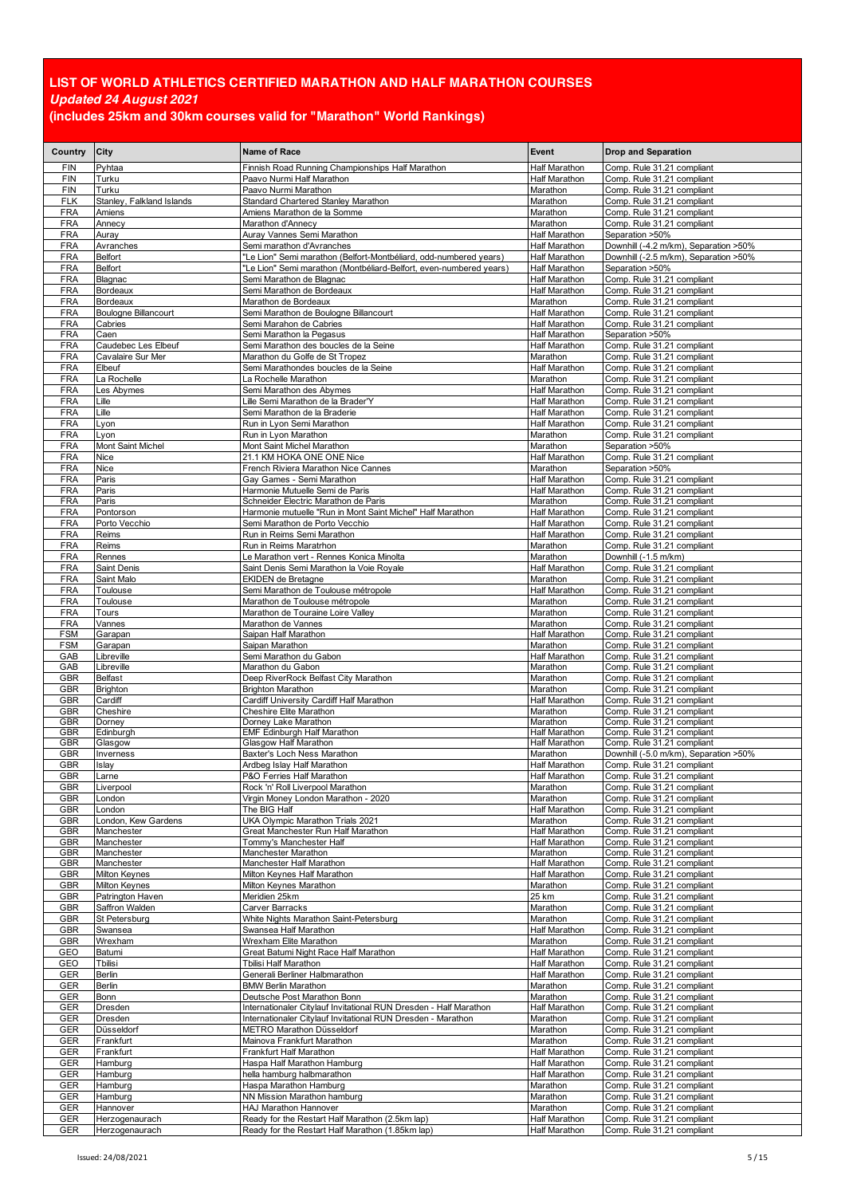# LIST OF WORLD ATHLETICS CERTIFIED MARATHON AND HALF MARATHON COURSES

***Updated 24 August 2021***

**(includes 25km and 30km courses valid for "Marathon" World Rankings)**

| Country | City | Name of Race | Event | Drop and Separation |
|---|---|---|---|---|
| FIN | Pyhtaa | Finnish Road Running Championships Half Marathon | Half Marathon | Comp. Rule 31.21 compliant |
| FIN | Turku | Paavo Nurmi Half Marathon | Half Marathon | Comp. Rule 31.21 compliant |
| FIN | Turku | Paavo Nurmi Marathon | Marathon | Comp. Rule 31.21 compliant |
| FLK | Stanley, Falkland Islands | Standard Chartered Stanley Marathon | Marathon | Comp. Rule 31.21 compliant |
| FRA | Amiens | Amiens Marathon de la Somme | Marathon | Comp. Rule 31.21 compliant |
| FRA | Annecy | Marathon d'Annecy | Marathon | Comp. Rule 31.21 compliant |
| FRA | Auray | Auray Vannes Semi Marathon | Half Marathon | Separation >50% |
| FRA | Avranches | Semi marathon d'Avranches | Half Marathon | Downhill (-4.2 m/km), Separation >50% |
| FRA | Belfort | "Le Lion" Semi marathon (Belfort-Montbéliard, odd-numbered years) | Half Marathon | Downhill (-2.5 m/km), Separation >50% |
| FRA | Belfort | "Le Lion" Semi marathon (Montbéliard-Belfort, even-numbered years) | Half Marathon | Separation >50% |
| FRA | Blagnac | Semi Marathon de Blagnac | Half Marathon | Comp. Rule 31.21 compliant |
| FRA | Bordeaux | Semi Marathon de Bordeaux | Half Marathon | Comp. Rule 31.21 compliant |
| FRA | Bordeaux | Marathon de Bordeaux | Marathon | Comp. Rule 31.21 compliant |
| FRA | Boulogne Billancourt | Semi Marathon de Boulogne Billancourt | Half Marathon | Comp. Rule 31.21 compliant |
| FRA | Cabries | Semi Marahon de Cabries | Half Marathon | Comp. Rule 31.21 compliant |
| FRA | Caen | Semi Marathon la Pegasus | Half Marathon | Separation >50% |
| FRA | Caudebec Les Elbeuf | Semi Marathon des boucles de la Seine | Half Marathon | Comp. Rule 31.21 compliant |
| FRA | Cavalaire Sur Mer | Marathon du Golfe de St Tropez | Marathon | Comp. Rule 31.21 compliant |
| FRA | Elbeuf | Semi Marathondes boucles de la Seine | Half Marathon | Comp. Rule 31.21 compliant |
| FRA | La Rochelle | La Rochelle Marathon | Marathon | Comp. Rule 31.21 compliant |
| FRA | Les Abymes | Semi Marathon des Abymes | Half Marathon | Comp. Rule 31.21 compliant |
| FRA | Lille | Lille Semi Marathon de la Brader'Y | Half Marathon | Comp. Rule 31.21 compliant |
| FRA | Lille | Semi Marathon de la Braderie | Half Marathon | Comp. Rule 31.21 compliant |
| FRA | Lyon | Run in Lyon Semi Marathon | Half Marathon | Comp. Rule 31.21 compliant |
| FRA | Lyon | Run in Lyon Marathon | Marathon | Comp. Rule 31.21 compliant |
| FRA | Mont Saint Michel | Mont Saint Michel Marathon | Marathon | Separation >50% |
| FRA | Nice | 21.1 KM HOKA ONE ONE Nice | Half Marathon | Comp. Rule 31.21 compliant |
| FRA | Nice | French Riviera Marathon Nice Cannes | Marathon | Separation >50% |
| FRA | Paris | Gay Games - Semi Marathon | Half Marathon | Comp. Rule 31.21 compliant |
| FRA | Paris | Harmonie Mutuelle Semi de Paris | Half Marathon | Comp. Rule 31.21 compliant |
| FRA | Paris | Schneider Electric Marathon de Paris | Marathon | Comp. Rule 31.21 compliant |
| FRA | Pontorson | Harmonie mutuelle "Run in Mont Saint Michel" Half Marathon | Half Marathon | Comp. Rule 31.21 compliant |
| FRA | Porto Vecchio | Semi Marathon de Porto Vecchio | Half Marathon | Comp. Rule 31.21 compliant |
| FRA | Reims | Run in Reims Semi Marathon | Half Marathon | Comp. Rule 31.21 compliant |
| FRA | Reims | Run in Reims Maratrhon | Marathon | Comp. Rule 31.21 compliant |
| FRA | Rennes | Le Marathon vert - Rennes Konica Minolta | Marathon | Downhill (-1.5 m/km) |
| FRA | Saint Denis | Saint Denis Semi Marathon la Voie Royale | Half Marathon | Comp. Rule 31.21 compliant |
| FRA | Saint Malo | EKIDEN de Bretagne | Marathon | Comp. Rule 31.21 compliant |
| FRA | Toulouse | Semi Marathon de Toulouse métropole | Half Marathon | Comp. Rule 31.21 compliant |
| FRA | Toulouse | Marathon de Toulouse métropole | Marathon | Comp. Rule 31.21 compliant |
| FRA | Tours | Marathon de Touraine Loire Valley | Marathon | Comp. Rule 31.21 compliant |
| FRA | Vannes | Marathon de Vannes | Marathon | Comp. Rule 31.21 compliant |
| FSM | Garapan | Saipan Half Marathon | Half Marathon | Comp. Rule 31.21 compliant |
| FSM | Garapan | Saipan Marathon | Marathon | Comp. Rule 31.21 compliant |
| GAB | Libreville | Semi Marathon du Gabon | Half Marathon | Comp. Rule 31.21 compliant |
| GAB | Libreville | Marathon du Gabon | Marathon | Comp. Rule 31.21 compliant |
| GBR | Belfast | Deep RiverRock Belfast City Marathon | Marathon | Comp. Rule 31.21 compliant |
| GBR | Brighton | Brighton Marathon | Marathon | Comp. Rule 31.21 compliant |
| GBR | Cardiff | Cardiff University Cardiff Half Marathon | Half Marathon | Comp. Rule 31.21 compliant |
| GBR | Cheshire | Cheshire Elite Marathon | Marathon | Comp. Rule 31.21 compliant |
| GBR | Dorney | Dorney Lake Marathon | Marathon | Comp. Rule 31.21 compliant |
| GBR | Edinburgh | EMF Edinburgh Half Marathon | Half Marathon | Comp. Rule 31.21 compliant |
| GBR | Glasgow | Glasgow Half Marathon | Half Marathon | Comp. Rule 31.21 compliant |
| GBR | Inverness | Baxter's Loch Ness Marathon | Marathon | Downhill (-5.0 m/km), Separation >50% |
| GBR | Islay | Ardbeg Islay Half Marathon | Half Marathon | Comp. Rule 31.21 compliant |
| GBR | Larne | P&O Ferries Half Marathon | Half Marathon | Comp. Rule 31.21 compliant |
| GBR | Liverpool | Rock 'n' Roll Liverpool Marathon | Marathon | Comp. Rule 31.21 compliant |
| GBR | London | Virgin Money London Marathon - 2020 | Marathon | Comp. Rule 31.21 compliant |
| GBR | London | The BIG Half | Half Marathon | Comp. Rule 31.21 compliant |
| GBR | London, Kew Gardens | UKA Olympic Marathon Trials 2021 | Marathon | Comp. Rule 31.21 compliant |
| GBR | Manchester | Great Manchester Run Half Marathon | Half Marathon | Comp. Rule 31.21 compliant |
| GBR | Manchester | Tommy's Manchester Half | Half Marathon | Comp. Rule 31.21 compliant |
| GBR | Manchester | Manchester Marathon | Marathon | Comp. Rule 31.21 compliant |
| GBR | Manchester | Manchester Half Marathon | Half Marathon | Comp. Rule 31.21 compliant |
| GBR | Milton Keynes | Milton Keynes Half Marathon | Half Marathon | Comp. Rule 31.21 compliant |
| GBR | Milton Keynes | Milton Keynes Marathon | Marathon | Comp. Rule 31.21 compliant |
| GBR | Patrington Haven | Meridien 25km | 25 km | Comp. Rule 31.21 compliant |
| GBR | Saffron Walden | Carver Barracks | Marathon | Comp. Rule 31.21 compliant |
| GBR | St Petersburg | White Nights Marathon Saint-Petersburg | Marathon | Comp. Rule 31.21 compliant |
| GBR | Swansea | Swansea Half Marathon | Half Marathon | Comp. Rule 31.21 compliant |
| GBR | Wrexham | Wrexham Elite Marathon | Marathon | Comp. Rule 31.21 compliant |
| GEO | Batumi | Great Batumi Night Race Half Marathon | Half Marathon | Comp. Rule 31.21 compliant |
| GEO | Tbilisi | Tbilisi Half Marathon | Half Marathon | Comp. Rule 31.21 compliant |
| GER | Berlin | Generali Berliner Halbmarathon | Half Marathon | Comp. Rule 31.21 compliant |
| GER | Berlin | BMW Berlin Marathon | Marathon | Comp. Rule 31.21 compliant |
| GER | Bonn | Deutsche Post Marathon Bonn | Marathon | Comp. Rule 31.21 compliant |
| GER | Dresden | Internationaler Citylauf Invitational RUN Dresden - Half Marathon | Half Marathon | Comp. Rule 31.21 compliant |
| GER | Dresden | Internationaler Citylauf Invitational RUN Dresden - Marathon | Marathon | Comp. Rule 31.21 compliant |
| GER | Düsseldorf | METRO Marathon Düsseldorf | Marathon | Comp. Rule 31.21 compliant |
| GER | Frankfurt | Mainova Frankfurt Marathon | Marathon | Comp. Rule 31.21 compliant |
| GER | Frankfurt | Frankfurt Half Marathon | Half Marathon | Comp. Rule 31.21 compliant |
| GER | Hamburg | Haspa Half Marathon Hamburg | Half Marathon | Comp. Rule 31.21 compliant |
| GER | Hamburg | hella hamburg halbmarathon | Half Marathon | Comp. Rule 31.21 compliant |
| GER | Hamburg | Haspa Marathon Hamburg | Marathon | Comp. Rule 31.21 compliant |
| GER | Hamburg | NN Mission Marathon hamburg | Marathon | Comp. Rule 31.21 compliant |
| GER | Hannover | HAJ Marathon Hannover | Marathon | Comp. Rule 31.21 compliant |
| GER | Herzogenaurach | Ready for the Restart Half Marathon (2.5km lap) | Half Marathon | Comp. Rule 31.21 compliant |
| GER | Herzogenaurach | Ready for the Restart Half Marathon (1.85km lap) | Half Marathon | Comp. Rule 31.21 compliant |

Issued: 24/08/2021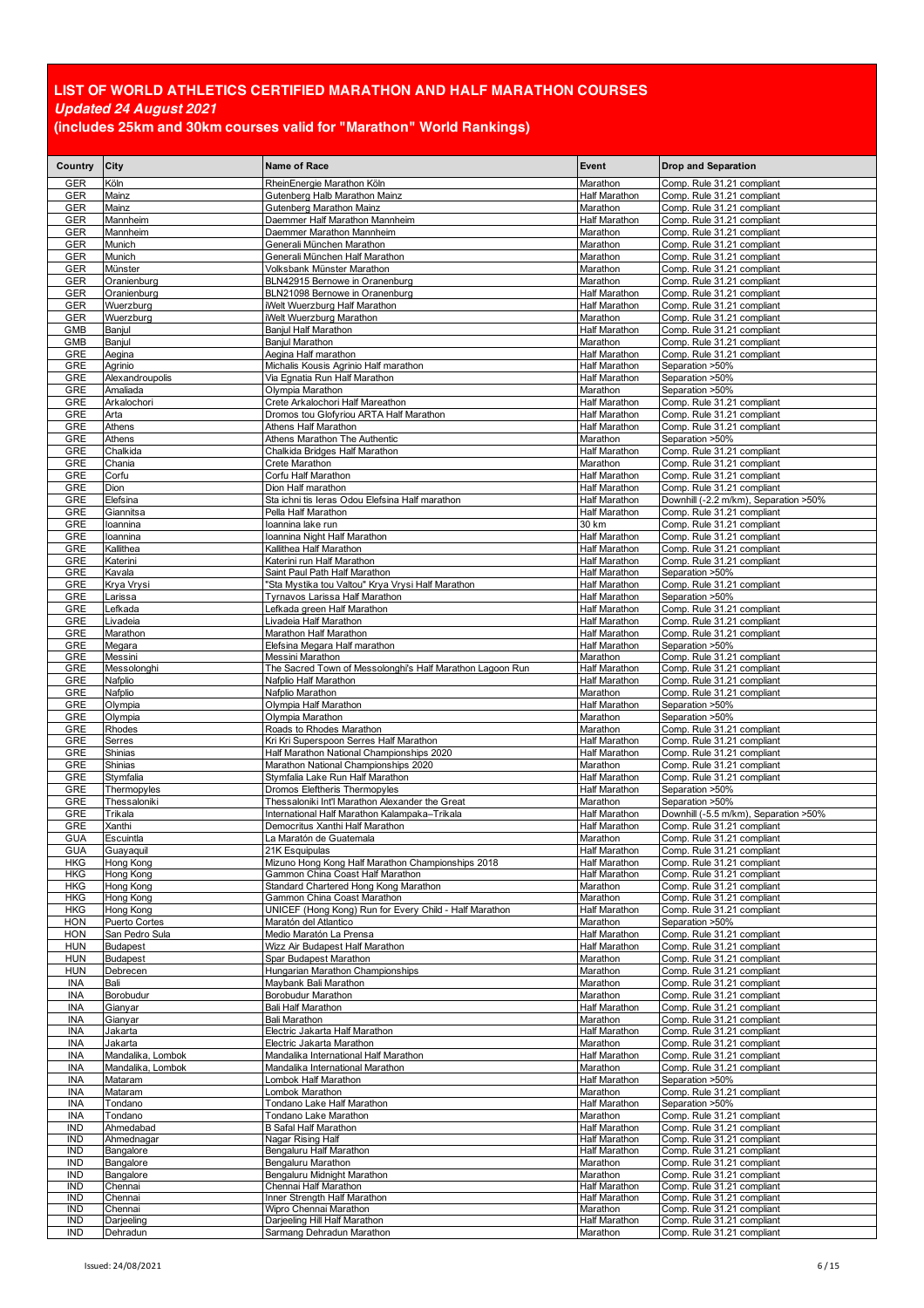# LIST OF WORLD ATHLETICS CERTIFIED MARATHON AND HALF MARATHON COURSES

***Updated 24 August 2021***

**(includes 25km and 30km courses valid for "Marathon" World Rankings)**

| Country | City | Name of Race | Event | Drop and Separation |
|---|---|---|---|---|
| GER | Köln | RheinEnergie Marathon Köln | Marathon | Comp. Rule 31.21 compliant |
| GER | Mainz | Gutenberg Halb Marathon Mainz | Half Marathon | Comp. Rule 31.21 compliant |
| GER | Mainz | Gutenberg Marathon Mainz | Marathon | Comp. Rule 31.21 compliant |
| GER | Mannheim | Daemmer Half Marathon Mannheim | Half Marathon | Comp. Rule 31.21 compliant |
| GER | Mannheim | Daemmer Marathon Mannheim | Marathon | Comp. Rule 31.21 compliant |
| GER | Munich | Generali München Marathon | Marathon | Comp. Rule 31.21 compliant |
| GER | Munich | Generali München Half Marathon | Marathon | Comp. Rule 31.21 compliant |
| GER | Münster | Volksbank Münster Marathon | Marathon | Comp. Rule 31.21 compliant |
| GER | Oranienburg | BLN42915 Bernowe in Oranenburg | Marathon | Comp. Rule 31.21 compliant |
| GER | Oranienburg | BLN21098 Bernowe in Oranenburg | Half Marathon | Comp. Rule 31.21 compliant |
| GER | Wuerzburg | iWelt Wuerzburg Half Marathon | Half Marathon | Comp. Rule 31.21 compliant |
| GER | Wuerzburg | iWelt Wuerzburg Marathon | Marathon | Comp. Rule 31.21 compliant |
| GMB | Banjul | Banjul Half Marathon | Half Marathon | Comp. Rule 31.21 compliant |
| GMB | Banjul | Banjul Marathon | Marathon | Comp. Rule 31.21 compliant |
| GRE | Aegina | Aegina Half marathon | Half Marathon | Comp. Rule 31.21 compliant |
| GRE | Agrinio | Michalis Kousis Agrinio Half marathon | Half Marathon | Separation >50% |
| GRE | Alexandroupolis | Via Egnatia Run Half Marathon | Half Marathon | Separation >50% |
| GRE | Amaliada | Olympia Marathon | Marathon | Separation >50% |
| GRE | Arkalochori | Crete Arkalochori Half Mareathon | Half Marathon | Comp. Rule 31.21 compliant |
| GRE | Arta | Dromos tou Glofyriou ARTA Half Marathon | Half Marathon | Comp. Rule 31.21 compliant |
| GRE | Athens | Athens Half Marathon | Half Marathon | Comp. Rule 31.21 compliant |
| GRE | Athens | Athens Marathon The Authentic | Marathon | Separation >50% |
| GRE | Chalkida | Chalkida Bridges Half Marathon | Half Marathon | Comp. Rule 31.21 compliant |
| GRE | Chania | Crete Marathon | Marathon | Comp. Rule 31.21 compliant |
| GRE | Corfu | Corfu Half Marathon | Half Marathon | Comp. Rule 31.21 compliant |
| GRE | Dion | Dion Half marathon | Half Marathon | Comp. Rule 31.21 compliant |
| GRE | Elefsina | Sta ichni tis Ieras Odou Elefsina Half marathon | Half Marathon | Downhill (-2.2 m/km), Separation >50% |
| GRE | Giannitsa | Pella Half Marathon | Half Marathon | Comp. Rule 31.21 compliant |
| GRE | Ioannina | Ioannina lake run | 30 km | Comp. Rule 31.21 compliant |
| GRE | Ioannina | Ioannina Night Half Marathon | Half Marathon | Comp. Rule 31.21 compliant |
| GRE | Kallithea | Kallithea Half Marathon | Half Marathon | Comp. Rule 31.21 compliant |
| GRE | Katerini | Katerini run Half Marathon | Half Marathon | Comp. Rule 31.21 compliant |
| GRE | Kavala | Saint Paul Path Half Marathon | Half Marathon | Separation >50% |
| GRE | Krya Vrysi | "Sta Mystika tou Valtou" Krya Vrysi Half Marathon | Half Marathon | Comp. Rule 31.21 compliant |
| GRE | Larissa | Tyrnavos Larissa Half Marathon | Half Marathon | Separation >50% |
| GRE | Lefkada | Lefkada green Half Marathon | Half Marathon | Comp. Rule 31.21 compliant |
| GRE | Livadeia | Livadeia Half Marathon | Half Marathon | Comp. Rule 31.21 compliant |
| GRE | Marathon | Marathon Half Marathon | Half Marathon | Comp. Rule 31.21 compliant |
| GRE | Megara | Elefsina Megara Half marathon | Half Marathon | Separation >50% |
| GRE | Messini | Messini Marathon | Marathon | Comp. Rule 31.21 compliant |
| GRE | Messolonghi | The Sacred Town of Messolonghi's Half Marathon Lagoon Run | Half Marathon | Comp. Rule 31.21 compliant |
| GRE | Nafplio | Nafplio Half Marathon | Half Marathon | Comp. Rule 31.21 compliant |
| GRE | Nafplio | Nafplio Marathon | Marathon | Comp. Rule 31.21 compliant |
| GRE | Olympia | Olympia Half Marathon | Half Marathon | Separation >50% |
| GRE | Olympia | Olympia Marathon | Marathon | Separation >50% |
| GRE | Rhodes | Roads to Rhodes Marathon | Marathon | Comp. Rule 31.21 compliant |
| GRE | Serres | Kri Kri Superspoon Serres Half Marathon | Half Marathon | Comp. Rule 31.21 compliant |
| GRE | Shinias | Half Marathon National Championships 2020 | Half Marathon | Comp. Rule 31.21 compliant |
| GRE | Shinias | Marathon National Championships 2020 | Marathon | Comp. Rule 31.21 compliant |
| GRE | Stymfalia | Stymfalia Lake Run Half Marathon | Half Marathon | Comp. Rule 31.21 compliant |
| GRE | Thermopyles | Dromos Eleftheris Thermopyles | Half Marathon | Separation >50% |
| GRE | Thessaloniki | Thessaloniki Int'l Marathon Alexander the Great | Marathon | Separation >50% |
| GRE | Trikala | International Half Marathon Kalampaka–Trikala | Half Marathon | Downhill (-5.5 m/km), Separation >50% |
| GRE | Xanthi | Democritus Xanthi Half Marathon | Half Marathon | Comp. Rule 31.21 compliant |
| GUA | Escuintla | La Maratón de Guatemala | Marathon | Comp. Rule 31.21 compliant |
| GUA | Guayaquil | 21K Esquipulas | Half Marathon | Comp. Rule 31.21 compliant |
| HKG | Hong Kong | Mizuno Hong Kong Half Marathon Championships 2018 | Half Marathon | Comp. Rule 31.21 compliant |
| HKG | Hong Kong | Gammon China Coast Half Marathon | Half Marathon | Comp. Rule 31.21 compliant |
| HKG | Hong Kong | Standard Chartered Hong Kong Marathon | Marathon | Comp. Rule 31.21 compliant |
| HKG | Hong Kong | Gammon China Coast Marathon | Marathon | Comp. Rule 31.21 compliant |
| HKG | Hong Kong | UNICEF (Hong Kong) Run for Every Child - Half Marathon | Half Marathon | Comp. Rule 31.21 compliant |
| HON | Puerto Cortes | Maratón del Atlantico | Marathon | Separation >50% |
| HON | San Pedro Sula | Medio Maratón La Prensa | Half Marathon | Comp. Rule 31.21 compliant |
| HUN | Budapest | Wizz Air Budapest Half Marathon | Half Marathon | Comp. Rule 31.21 compliant |
| HUN | Budapest | Spar Budapest Marathon | Marathon | Comp. Rule 31.21 compliant |
| HUN | Debrecen | Hungarian Marathon Championships | Marathon | Comp. Rule 31.21 compliant |
| INA | Bali | Maybank Bali Marathon | Marathon | Comp. Rule 31.21 compliant |
| INA | Borobudur | Borobudur Marathon | Marathon | Comp. Rule 31.21 compliant |
| INA | Gianyar | Bali Half Marathon | Half Marathon | Comp. Rule 31.21 compliant |
| INA | Gianyar | Bali Marathon | Marathon | Comp. Rule 31.21 compliant |
| INA | Jakarta | Electric Jakarta Half Marathon | Half Marathon | Comp. Rule 31.21 compliant |
| INA | Jakarta | Electric Jakarta Marathon | Marathon | Comp. Rule 31.21 compliant |
| INA | Mandalika, Lombok | Mandalika International Half Marathon | Half Marathon | Comp. Rule 31.21 compliant |
| INA | Mandalika, Lombok | Mandalika International Marathon | Marathon | Comp. Rule 31.21 compliant |
| INA | Mataram | Lombok Half Marathon | Half Marathon | Separation >50% |
| INA | Mataram | Lombok Marathon | Marathon | Comp. Rule 31.21 compliant |
| INA | Tondano | Tondano Lake Half Marathon | Half Marathon | Separation >50% |
| INA | Tondano | Tondano Lake Marathon | Marathon | Comp. Rule 31.21 compliant |
| IND | Ahmedabad | B Safal Half Marathon | Half Marathon | Comp. Rule 31.21 compliant |
| IND | Ahmednagar | Nagar Rising Half | Half Marathon | Comp. Rule 31.21 compliant |
| IND | Bangalore | Bengaluru Half Marathon | Half Marathon | Comp. Rule 31.21 compliant |
| IND | Bangalore | Bengaluru Marathon | Marathon | Comp. Rule 31.21 compliant |
| IND | Bangalore | Bengaluru Midnight Marathon | Marathon | Comp. Rule 31.21 compliant |
| IND | Chennai | Chennai Half Marathon | Half Marathon | Comp. Rule 31.21 compliant |
| IND | Chennai | Inner Strength Half Marathon | Half Marathon | Comp. Rule 31.21 compliant |
| IND | Chennai | Wipro Chennai Marathon | Marathon | Comp. Rule 31.21 compliant |
| IND | Darjeeling | Darjeeling Hill Half Marathon | Half Marathon | Comp. Rule 31.21 compliant |
| IND | Dehradun | Sarmang Dehradun Marathon | Marathon | Comp. Rule 31.21 compliant |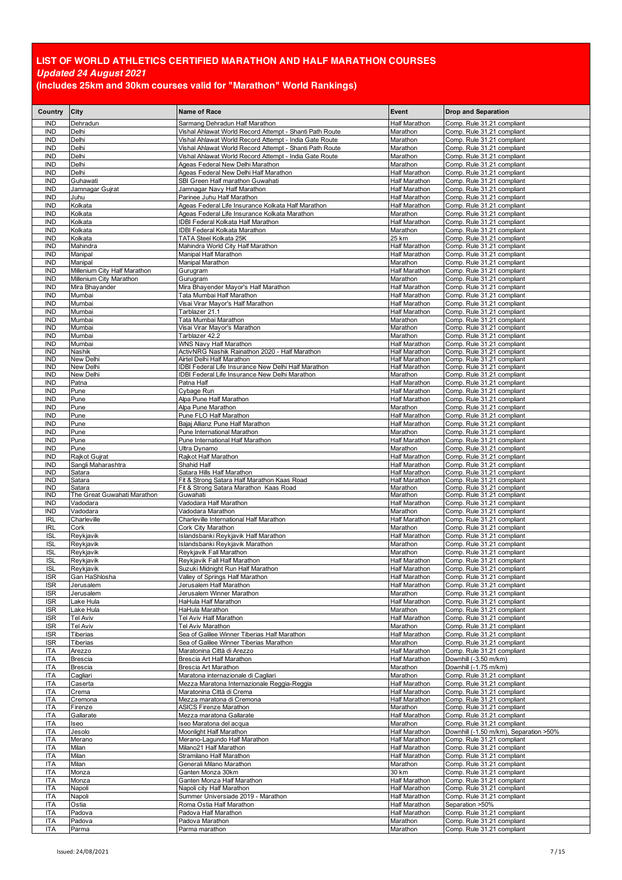# LIST OF WORLD ATHLETICS CERTIFIED MARATHON AND HALF MARATHON COURSES

***Updated 24 August 2021***

**(includes 25km and 30km courses valid for "Marathon" World Rankings)**

| Country | City | Name of Race | Event | Drop and Separation |
|---|---|---|---|---|
| IND | Dehradun | Sarmang Dehradun Half Marathon | Half Marathon | Comp. Rule 31.21 compliant |
| IND | Delhi | Vishal Ahlawat World Record Attempt - Shanti Path Route | Marathon | Comp. Rule 31.21 compliant |
| IND | Delhi | Vishal Ahlawat World Record Attempt - India Gate Route | Marathon | Comp. Rule 31.21 compliant |
| IND | Delhi | Vishal Ahlawat World Record Attempt - Shanti Path Route | Marathon | Comp. Rule 31.21 compliant |
| IND | Delhi | Vishal Ahlawat World Record Attempt - India Gate Route | Marathon | Comp. Rule 31.21 compliant |
| IND | Delhi | Ageas Federal New Delhi Marathon | Marathon | Comp. Rule 31.21 compliant |
| IND | Delhi | Ageas Federal New Delhi Half Marathon | Half Marathon | Comp. Rule 31.21 compliant |
| IND | Guhawati | SBI Green Half marathon Guwahati | Half Marathon | Comp. Rule 31.21 compliant |
| IND | Jamnagar Gujrat | Jamnagar Navy Half Marathon | Half Marathon | Comp. Rule 31.21 compliant |
| IND | Juhu | Parinee Juhu Half Marathon | Half Marathon | Comp. Rule 31.21 compliant |
| IND | Kolkata | Ageas Federal Life Insurance Kolkata Half Marathon | Half Marathon | Comp. Rule 31.21 compliant |
| IND | Kolkata | Ageas Federal Life Insurance Kolkata Marathon | Marathon | Comp. Rule 31.21 compliant |
| IND | Kolkata | IDBI Federal Kolkata Half Marathon | Half Marathon | Comp. Rule 31.21 compliant |
| IND | Kolkata | IDBI Federal Kolkata Marathon | Marathon | Comp. Rule 31.21 compliant |
| IND | Kolkata | TATA Steel Kolkata 25K | 25 km | Comp. Rule 31.21 compliant |
| IND | Mahindra | Mahindra World City Half Marathon | Half Marathon | Comp. Rule 31.21 compliant |
| IND | Manipal | Manipal Half Marathon | Half Marathon | Comp. Rule 31.21 compliant |
| IND | Manipal | Manipal Marathon | Marathon | Comp. Rule 31.21 compliant |
| IND | Millenium City Half Marathon | Gurugram | Half Marathon | Comp. Rule 31.21 compliant |
| IND | Millenium City Marathon | Gurugram | Marathon | Comp. Rule 31.21 compliant |
| IND | Mira Bhayander | Mira Bhayender Mayor's Half Marathon | Half Marathon | Comp. Rule 31.21 compliant |
| IND | Mumbai | Tata Mumbai Half Marathon | Half Marathon | Comp. Rule 31.21 compliant |
| IND | Mumbai | Visai Virar Mayor's Half Marathon | Half Marathon | Comp. Rule 31.21 compliant |
| IND | Mumbai | Tarblazer 21.1 | Half Marathon | Comp. Rule 31.21 compliant |
| IND | Mumbai | Tata Mumbai Marathon | Marathon | Comp. Rule 31.21 compliant |
| IND | Mumbai | Visai Virar Mayor's Marathon | Marathon | Comp. Rule 31.21 compliant |
| IND | Mumbai | Tarblazer 42.2 | Marathon | Comp. Rule 31.21 compliant |
| IND | Mumbai | WNS Navy Half Marathon | Half Marathon | Comp. Rule 31.21 compliant |
| IND | Nashik | ActivNRG Nashik Rainathon 2020 - Half Marathon | Half Marathon | Comp. Rule 31.21 compliant |
| IND | New Delhi | Airtel Delhi Half Marathon | Half Marathon | Comp. Rule 31.21 compliant |
| IND | New Delhi | IDBI Federal Life Insurance New Delhi Half Marathon | Half Marathon | Comp. Rule 31.21 compliant |
| IND | New Delhi | IDBI Federal Life Insurance New Delhi Marathon | Marathon | Comp. Rule 31.21 compliant |
| IND | Patna | Patna Half | Half Marathon | Comp. Rule 31.21 compliant |
| IND | Pune | Cybage Run | Half Marathon | Comp. Rule 31.21 compliant |
| IND | Pune | Alpa Pune Half Marathon | Half Marathon | Comp. Rule 31.21 compliant |
| IND | Pune | Alpa Pune Marathon | Marathon | Comp. Rule 31.21 compliant |
| IND | Pune | Pune FLO Half Marathon | Half Marathon | Comp. Rule 31.21 compliant |
| IND | Pune | Bajaj Allianz Pune Half Marathon | Half Marathon | Comp. Rule 31.21 compliant |
| IND | Pune | Pune International Marathon | Marathon | Comp. Rule 31.21 compliant |
| IND | Pune | Pune International Half Marathon | Half Marathon | Comp. Rule 31.21 compliant |
| IND | Pune | Ultra Dynamo | Marathon | Comp. Rule 31.21 compliant |
| IND | Rajkot Gujrat | Rajkot Half Marathon | Half Marathon | Comp. Rule 31.21 compliant |
| IND | Sangli Maharashtra | Shahid Half | Half Marathon | Comp. Rule 31.21 compliant |
| IND | Satara | Satara Hills Half Marathon | Half Marathon | Comp. Rule 31.21 compliant |
| IND | Satara | Fit & Strong Satara Half Marathon Kaas Road | Half Marathon | Comp. Rule 31.21 compliant |
| IND | Satara | Fit & Strong Satara Marathon Kaas Road | Marathon | Comp. Rule 31.21 compliant |
| IND | The Great Guwahati Marathon | Guwahati | Marathon | Comp. Rule 31.21 compliant |
| IND | Vadodara | Vadodara Half Marathon | Half Marathon | Comp. Rule 31.21 compliant |
| IND | Vadodara | Vadodara Marathon | Marathon | Comp. Rule 31.21 compliant |
| IRL | Charleville | Charleville International Half Marathon | Half Marathon | Comp. Rule 31.21 compliant |
| IRL | Cork | Cork City Marathon | Marathon | Comp. Rule 31.21 compliant |
| ISL | Reykjavik | Islandsbanki Reykjavik Half Marathon | Half Marathon | Comp. Rule 31.21 compliant |
| ISL | Reykjavik | Islandsbanki Reykjavik Marathon | Marathon | Comp. Rule 31.21 compliant |
| ISL | Reykjavik | Reykjavik Fall Marathon | Marathon | Comp. Rule 31.21 compliant |
| ISL | Reykjavik | Reykjavik Fall Half Marathon | Half Marathon | Comp. Rule 31.21 compliant |
| ISL | Reykjavik | Suzuki Midnight Run Half Marathon | Half Marathon | Comp. Rule 31.21 compliant |
| ISR | Gan HaShlosha | Valley of Springs Half Marathon | Half Marathon | Comp. Rule 31.21 compliant |
| ISR | Jerusalem | Jerusalem Half Marathon | Half Marathon | Comp. Rule 31.21 compliant |
| ISR | Jerusalem | Jerusalem Winner Marathon | Marathon | Comp. Rule 31.21 compliant |
| ISR | Lake Hula | HaHula Half Marathon | Half Marathon | Comp. Rule 31.21 compliant |
| ISR | Lake Hula | HaHula Marathon | Marathon | Comp. Rule 31.21 compliant |
| ISR | Tel Aviv | Tel Aviv Half Marathon | Half Marathon | Comp. Rule 31.21 compliant |
| ISR | Tel Aviv | Tel Aviv Marathon | Marathon | Comp. Rule 31.21 compliant |
| ISR | Tiberias | Sea of Galilee Winner Tiberias Half Marathon | Half Marathon | Comp. Rule 31.21 compliant |
| ISR | Tiberias | Sea of Galilee Winner Tiberias Marathon | Marathon | Comp. Rule 31.21 compliant |
| ITA | Arezzo | Maratonina Città di Arezzo | Half Marathon | Comp. Rule 31.21 compliant |
| ITA | Brescia | Brescia Art Half Marathon | Half Marathon | Downhill (-3.50 m/km) |
| ITA | Brescia | Brescia Art Marathon | Marathon | Downhill (-1.75 m/km) |
| ITA | Cagliari | Maratona internazionale di Cagliari | Marathon | Comp. Rule 31.21 compliant |
| ITA | Caserta | Mezza Maratona Internazionale Reggia-Reggia | Half Marathon | Comp. Rule 31.21 compliant |
| ITA | Crema | Maratonina Città di Crema | Half Marathon | Comp. Rule 31.21 compliant |
| ITA | Cremona | Mezza maratona di Cremona | Half Marathon | Comp. Rule 31.21 compliant |
| ITA | Firenze | ASICS Firenze Marathon | Marathon | Comp. Rule 31.21 compliant |
| ITA | Gallarate | Mezza maratona Gallarate | Half Marathon | Comp. Rule 31.21 compliant |
| ITA | Iseo | Iseo Maratona del acqua | Marathon | Comp. Rule 31.21 compliant |
| ITA | Jesolo | Moonlight Half Marathon | Half Marathon | Downhill (-1.50 m/km), Separation >50% |
| ITA | Merano | Merano-Lagundo Half Marathon | Half Marathon | Comp. Rule 31.21 compliant |
| ITA | Milan | Milano21 Half Marathon | Half Marathon | Comp. Rule 31.21 compliant |
| ITA | Milan | Stramilano Half Marathon | Half Marathon | Comp. Rule 31.21 compliant |
| ITA | Milan | Generali Milano Marathon | Marathon | Comp. Rule 31.21 compliant |
| ITA | Monza | Ganten Monza 30km | 30 km | Comp. Rule 31.21 compliant |
| ITA | Monza | Ganten Monza Half Marathon | Half Marathon | Comp. Rule 31.21 compliant |
| ITA | Napoli | Napoli city Half Marathon | Half Marathon | Comp. Rule 31.21 compliant |
| ITA | Napoli | Summer Universiade 2019 - Marathon | Half Marathon | Comp. Rule 31.21 compliant |
| ITA | Ostia | Roma Ostia Half Marathon | Half Marathon | Separation >50% |
| ITA | Padova | Padova Half Marathon | Half Marathon | Comp. Rule 31.21 compliant |
| ITA | Padova | Padova Marathon | Marathon | Comp. Rule 31.21 compliant |
| ITA | Parma | Parma marathon | Marathon | Comp. Rule 31.21 compliant |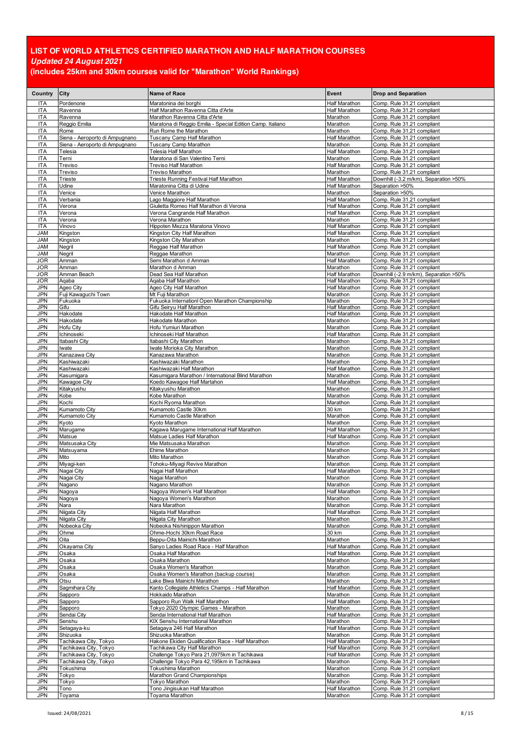# LIST OF WORLD ATHLETICS CERTIFIED MARATHON AND HALF MARATHON COURSES

***Updated 24 August 2021***

**(includes 25km and 30km courses valid for "Marathon" World Rankings)**

| Country | City | Name of Race | Event | Drop and Separation |
|---|---|---|---|---|
| ITA | Pordenone | Maratonina dei borghi | Half Marathon | Comp. Rule 31.21 compliant |
| ITA | Ravenna | Half Marathon Ravenna Citta d'Arte | Half Marathon | Comp. Rule 31.21 compliant |
| ITA | Ravenna | Marathon Ravenna Citta d'Arte | Marathon | Comp. Rule 31.21 compliant |
| ITA | Reggio Emilia | Maratona di Reggio Emilia - Special Edition Camp. Italiano | Marathon | Comp. Rule 31.21 compliant |
| ITA | Rome | Run Rome the Marathon | Marathon | Comp. Rule 31.21 compliant |
| ITA | Siena - Aeroporto di Ampugnano | Tuscany Camp Half Marathon | Half Marathon | Comp. Rule 31.21 compliant |
| ITA | Siena - Aeroporto di Ampugnano | Tuscany Camp Marathon | Marathon | Comp. Rule 31.21 compliant |
| ITA | Telesia | Telesia Half Marathon | Half Marathon | Comp. Rule 31.21 compliant |
| ITA | Terni | Maratona di San Valentino Terni | Marathon | Comp. Rule 31.21 compliant |
| ITA | Treviso | Treviso Half Marathon | Half Marathon | Comp. Rule 31.21 compliant |
| ITA | Treviso | Treviso Marathon | Marathon | Comp. Rule 31.21 compliant |
| ITA | Trieste | Trieste Running Festival Half Marathon | Half Marathon | Downhill (-3.2 m/km), Separation >50% |
| ITA | Udine | Maratonina Citta di Udine | Half Marathon | Separation >50% |
| ITA | Venice | Venice Marathon | Marathon | Separation >50% |
| ITA | Verbania | Lago Maggiore Half Marathon | Half Marathon | Comp. Rule 31.21 compliant |
| ITA | Verona | Giulietta Romeo Half Marathon di Verona | Half Marathon | Comp. Rule 31.21 compliant |
| ITA | Verona | Verona Cangrande Half Marathon | Half Marathon | Comp. Rule 31.21 compliant |
| ITA | Verona | Verona Marathon | Marathon | Comp. Rule 31.21 compliant |
| ITA | Vinovo | Hippoten Mezza Maratona Vinovo | Half Marathon | Comp. Rule 31.21 compliant |
| JAM | Kingston | Kingston City Half Marathon | Half Marathon | Comp. Rule 31.21 compliant |
| JAM | Kingston | Kingston City Marathon | Marathon | Comp. Rule 31.21 compliant |
| JAM | Negril | Reggae Half Marathon | Half Marathon | Comp. Rule 31.21 compliant |
| JAM | Negril | Reggae Marathon | Marathon | Comp. Rule 31.21 compliant |
| JOR | Amman | Semi Marathon d Amman | Half Marathon | Comp. Rule 31.21 compliant |
| JOR | Amman | Marathon d Amman | Marathon | Comp. Rule 31.21 compliant |
| JOR | Amman Beach | Dead Sea Half Marathon | Half Marathon | Downhill (-2.9 m/km), Separation >50% |
| JOR | Aqaba | Aqaba Half Marathon | Half Marathon | Comp. Rule 31.21 compliant |
| JPN | Ageo City | Ageo City Half Marathon | Half Marathon | Comp. Rule 31.21 compliant |
| JPN | Fuji Kawaguchi Town | Mt Fuji Marathon | Marathon | Comp. Rule 31.21 compliant |
| JPN | Fukuoka | Fukuoka Internationl Open Marathon Championship | Marathon | Comp. Rule 31.21 compliant |
| JPN | Gifu | Gifu Seiryu Half Marathon | Half Marathon | Comp. Rule 31.21 compliant |
| JPN | Hakodate | Hakodate Half Marathon | Half Marathon | Comp. Rule 31.21 compliant |
| JPN | Hakodate | Hakodate Marathon | Marathon | Comp. Rule 31.21 compliant |
| JPN | Hofu City | Hofu Yumiuri Marathon | Marathon | Comp. Rule 31.21 compliant |
| JPN | Ichinoseki | Ichinoseki Half Marathon | Half Marathon | Comp. Rule 31.21 compliant |
| JPN | Itabashi City | Itabashi City Marathon | Marathon | Comp. Rule 31.21 compliant |
| JPN | Iwate | Iwate Morioka City Marathon | Marathon | Comp. Rule 31.21 compliant |
| JPN | Kanazawa City | Kanazawa Marathon | Marathon | Comp. Rule 31.21 compliant |
| JPN | Kashiwazaki | Kashiwazaki Marathon | Marathon | Comp. Rule 31.21 compliant |
| JPN | Kashiwazaki | Kashiwazaki Half Marathon | Half Marathon | Comp. Rule 31.21 compliant |
| JPN | Kasumigara | Kasumigara Marathon / International Blind Marathon | Marathon | Comp. Rule 31.21 compliant |
| JPN | Kawagoe City | Koedo Kawagoe Half Martahon | Half Marathon | Comp. Rule 31.21 compliant |
| JPN | Kitakyushu | Kitakyushu Marathon | Marathon | Comp. Rule 31.21 compliant |
| JPN | Kobe | Kobe Marathon | Marathon | Comp. Rule 31.21 compliant |
| JPN | Kochi | Kochi Ryoma Marathon | Marathon | Comp. Rule 31.21 compliant |
| JPN | Kumamoto City | Kumamoto Castle 30km | 30 km | Comp. Rule 31.21 compliant |
| JPN | Kumamoto City | Kumamoto Castle Marathon | Marathon | Comp. Rule 31.21 compliant |
| JPN | Kyoto | Kyoto Marathon | Marathon | Comp. Rule 31.21 compliant |
| JPN | Marugame | Kagawa Marugame International Half Marathon | Half Marathon | Comp. Rule 31.21 compliant |
| JPN | Matsue | Matsue Ladies Half Marathon | Half Marathon | Comp. Rule 31.21 compliant |
| JPN | Matsusaka City | Mie Matsusaka Marathon | Marathon | Comp. Rule 31.21 compliant |
| JPN | Matsuyama | Ehime Marathon | Marathon | Comp. Rule 31.21 compliant |
| JPN | Mito | Mito Marathon | Marathon | Comp. Rule 31.21 compliant |
| JPN | Miyagi-ken | Tohoku-Miyagi Revive Marathon | Marathon | Comp. Rule 31.21 compliant |
| JPN | Nagai City | Nagai Half Marathon | Half Marathon | Comp. Rule 31.21 compliant |
| JPN | Nagai City | Nagai Marathon | Marathon | Comp. Rule 31.21 compliant |
| JPN | Nagano | Nagano Marathon | Marathon | Comp. Rule 31.21 compliant |
| JPN | Nagoya | Nagoya Women's Half Marathon | Half Marathon | Comp. Rule 31.21 compliant |
| JPN | Nagoya | Nagoya Women's Marathon | Marathon | Comp. Rule 31.21 compliant |
| JPN | Nara | Nara Marathon | Marathon | Comp. Rule 31.21 compliant |
| JPN | Niigata City | Niigata Half Marathon | Half Marathon | Comp. Rule 31.21 compliant |
| JPN | Niigata City | Niigata City Marathon | Marathon | Comp. Rule 31.21 compliant |
| JPN | Nobeoka City | Nobeoka Nishinippon Marathon | Marathon | Comp. Rule 31.21 compliant |
| JPN | Ohme | Ohme-Hochi 30km Road Race | 30 km | Comp. Rule 31.21 compliant |
| JPN | Oita | Beppu-Oita Mainichi Marathon | Marathon | Comp. Rule 31.21 compliant |
| JPN | Okayama City | Sanyo Ladies Road Race - Half Marathon | Half Marathon | Comp. Rule 31.21 compliant |
| JPN | Osaka | Osaka Half Marathon | Half Marathon | Comp. Rule 31.21 compliant |
| JPN | Osaka | Osaka Marathon | Marathon | Comp. Rule 31.21 compliant |
| JPN | Osaka | Osaka Women's Marathon | Marathon | Comp. Rule 31.21 compliant |
| JPN | Osaka | Osaka Women's Marathon (backup course) | Marathon | Comp. Rule 31.21 compliant |
| JPN | Otsu | Lake Biwa Mainichi Marathon | Marathon | Comp. Rule 31.21 compliant |
| JPN | Sagmihara City | Kanto Collegiate Athletics Champs - Half Marathon | Half Marathon | Comp. Rule 31.21 compliant |
| JPN | Sapporo | Hokkaido Marathon | Marathon | Comp. Rule 31.21 compliant |
| JPN | Sapporo | Sapporo Run Walk Half Marathon | Half Marathon | Comp. Rule 31.21 compliant |
| JPN | Sapporo | Tokyo 2020 Olympic Games - Marathon | Marathon | Comp. Rule 31.21 compliant |
| JPN | Sendai City | Sendai International Half Marathon | Half Marathon | Comp. Rule 31.21 compliant |
| JPN | Senshu | KIX Senshu International Marathon | Marathon | Comp. Rule 31.21 compliant |
| JPN | Setagaya-ku | Setagaya 246 Half Marathon | Half Marathon | Comp. Rule 31.21 compliant |
| JPN | Shizuoka | Shizuoka Marathon | Marathon | Comp. Rule 31.21 compliant |
| JPN | Tachikawa City, Tokyo | Hakone Ekiden Qualification Race - Half Marathon | Half Marathon | Comp. Rule 31.21 compliant |
| JPN | Tachikawa City, Tokyo | Tachikawa City Half Marathon | Half Marathon | Comp. Rule 31.21 compliant |
| JPN | Tachikawa City, Tokyo | Challenge Tokyo Para 21,0975km in Tachikawa | Half Marathon | Comp. Rule 31.21 compliant |
| JPN | Tachikawa City, Tokyo | Challenge Tokyo Para 42,195km in Tachikawa | Marathon | Comp. Rule 31.21 compliant |
| JPN | Tokushima | Tokushima Marathon | Marathon | Comp. Rule 31.21 compliant |
| JPN | Tokyo | Marathon Grand Championships | Marathon | Comp. Rule 31.21 compliant |
| JPN | Tokyo | Tokyo Marathon | Marathon | Comp. Rule 31.21 compliant |
| JPN | Tono | Tono Jingisukan Half Marathon | Half Marathon | Comp. Rule 31.21 compliant |
| JPN | Toyama | Toyama Marathon | Marathon | Comp. Rule 31.21 compliant |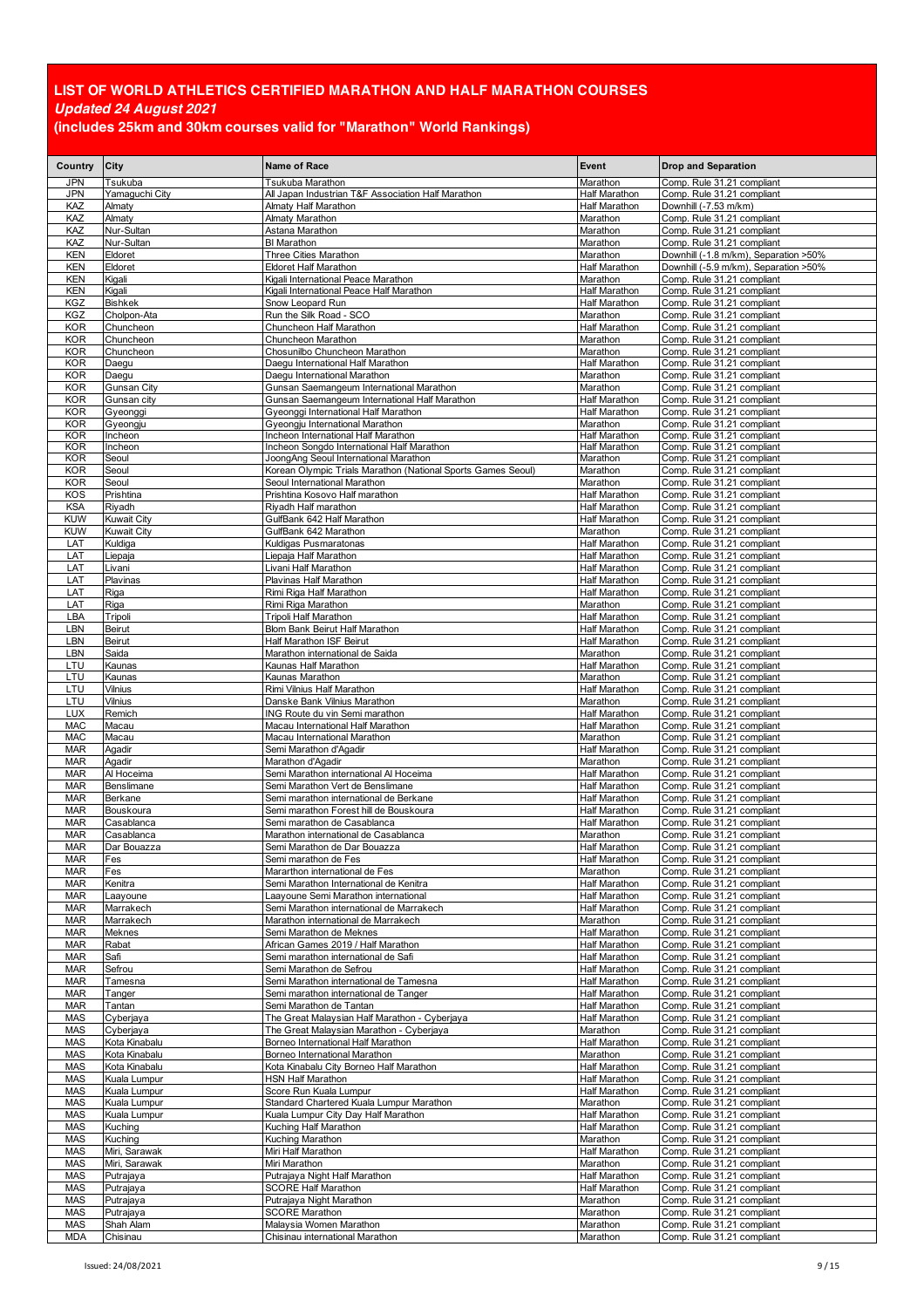# LIST OF WORLD ATHLETICS CERTIFIED MARATHON AND HALF MARATHON COURSES

***Updated 24 August 2021***

**(includes 25km and 30km courses valid for "Marathon" World Rankings)**

| Country | City | Name of Race | Event | Drop and Separation |
|---|---|---|---|---|
| JPN | Tsukuba | Tsukuba Marathon | Marathon | Comp. Rule 31.21 compliant |
| JPN | Yamaguchi City | All Japan Industrian T&F Association Half Marathon | Half Marathon | Comp. Rule 31.21 compliant |
| KAZ | Almaty | Almaty Half Marathon | Half Marathon | Downhill (-7.53 m/km) |
| KAZ | Almaty | Almaty Marathon | Marathon | Comp. Rule 31.21 compliant |
| KAZ | Nur-Sultan | Astana Marathon | Marathon | Comp. Rule 31.21 compliant |
| KAZ | Nur-Sultan | BI Marathon | Marathon | Comp. Rule 31.21 compliant |
| KEN | Eldoret | Three Cities Marathon | Marathon | Downhill (-1.8 m/km), Separation >50% |
| KEN | Eldoret | Eldoret Half Marathon | Half Marathon | Downhill (-5.9 m/km), Separation >50% |
| KEN | Kigali | Kigali International Peace Marathon | Marathon | Comp. Rule 31.21 compliant |
| KEN | Kigali | Kigali International Peace Half Marathon | Half Marathon | Comp. Rule 31.21 compliant |
| KGZ | Bishkek | Snow Leopard Run | Half Marathon | Comp. Rule 31.21 compliant |
| KGZ | Cholpon-Ata | Run the Silk Road - SCO | Marathon | Comp. Rule 31.21 compliant |
| KOR | Chuncheon | Chuncheon Half Marathon | Half Marathon | Comp. Rule 31.21 compliant |
| KOR | Chuncheon | Chuncheon Marathon | Marathon | Comp. Rule 31.21 compliant |
| KOR | Chuncheon | Chosunilbo Chuncheon Marathon | Marathon | Comp. Rule 31.21 compliant |
| KOR | Daegu | Daegu International Half Marathon | Half Marathon | Comp. Rule 31.21 compliant |
| KOR | Daegu | Daegu International Marathon | Marathon | Comp. Rule 31.21 compliant |
| KOR | Gunsan City | Gunsan Saemangeum International Marathon | Marathon | Comp. Rule 31.21 compliant |
| KOR | Gunsan city | Gunsan Saemangeum International Half Marathon | Half Marathon | Comp. Rule 31.21 compliant |
| KOR | Gyeonggi | Gyeonggi International Half Marathon | Half Marathon | Comp. Rule 31.21 compliant |
| KOR | Gyeongju | Gyeongju International Marathon | Marathon | Comp. Rule 31.21 compliant |
| KOR | Incheon | Incheon International Half Marathon | Half Marathon | Comp. Rule 31.21 compliant |
| KOR | Incheon | Incheon Songdo International Half Marathon | Half Marathon | Comp. Rule 31.21 compliant |
| KOR | Seoul | JoongAng Seoul International Marathon | Marathon | Comp. Rule 31.21 compliant |
| KOR | Seoul | Korean Olympic Trials Marathon (National Sports Games Seoul) | Marathon | Comp. Rule 31.21 compliant |
| KOR | Seoul | Seoul International Marathon | Marathon | Comp. Rule 31.21 compliant |
| KOS | Prishtina | Prishtina Kosovo Half marathon | Half Marathon | Comp. Rule 31.21 compliant |
| KSA | Riyadh | Riyadh Half marathon | Half Marathon | Comp. Rule 31.21 compliant |
| KUW | Kuwait City | GulfBank 642 Half Marathon | Half Marathon | Comp. Rule 31.21 compliant |
| KUW | Kuwait City | GulfBank 642 Marathon | Marathon | Comp. Rule 31.21 compliant |
| LAT | Kuldiga | Kuldigas Pusmaratonas | Half Marathon | Comp. Rule 31.21 compliant |
| LAT | Liepaja | Liepaja Half Marathon | Half Marathon | Comp. Rule 31.21 compliant |
| LAT | Livani | Livani Half Marathon | Half Marathon | Comp. Rule 31.21 compliant |
| LAT | Plavinas | Plavinas Half Marathon | Half Marathon | Comp. Rule 31.21 compliant |
| LAT | Riga | Rimi Riga Half Marathon | Half Marathon | Comp. Rule 31.21 compliant |
| LAT | Riga | Rimi Riga Marathon | Marathon | Comp. Rule 31.21 compliant |
| LBA | Tripoli | Tripoli Half Marathon | Half Marathon | Comp. Rule 31.21 compliant |
| LBN | Beirut | Blom Bank Beirut Half Marathon | Half Marathon | Comp. Rule 31.21 compliant |
| LBN | Beirut | Half Marathon ISF Beirut | Half Marathon | Comp. Rule 31.21 compliant |
| LBN | Saida | Marathon international de Saida | Marathon | Comp. Rule 31.21 compliant |
| LTU | Kaunas | Kaunas Half Marathon | Half Marathon | Comp. Rule 31.21 compliant |
| LTU | Kaunas | Kaunas Marathon | Marathon | Comp. Rule 31.21 compliant |
| LTU | Vilnius | Rimi Vilnius Half Marathon | Half Marathon | Comp. Rule 31.21 compliant |
| LTU | Vilnius | Danske Bank Vilnius Marathon | Marathon | Comp. Rule 31.21 compliant |
| LUX | Remich | ING Route du vin Semi marathon | Half Marathon | Comp. Rule 31.21 compliant |
| MAC | Macau | Macau International Half Marathon | Half Marathon | Comp. Rule 31.21 compliant |
| MAC | Macau | Macau International Marathon | Marathon | Comp. Rule 31.21 compliant |
| MAR | Agadir | Semi Marathon d'Agadir | Half Marathon | Comp. Rule 31.21 compliant |
| MAR | Agadir | Marathon d'Agadir | Marathon | Comp. Rule 31.21 compliant |
| MAR | Al Hoceima | Semi Marathon international Al Hoceima | Half Marathon | Comp. Rule 31.21 compliant |
| MAR | Benslimane | Semi Marathon Vert de Benslimane | Half Marathon | Comp. Rule 31.21 compliant |
| MAR | Berkane | Semi marathon international de Berkane | Half Marathon | Comp. Rule 31.21 compliant |
| MAR | Bouskoura | Semi marathon Forest hill de Bouskoura | Half Marathon | Comp. Rule 31.21 compliant |
| MAR | Casablanca | Semi marathon de Casablanca | Half Marathon | Comp. Rule 31.21 compliant |
| MAR | Casablanca | Marathon international de Casablanca | Marathon | Comp. Rule 31.21 compliant |
| MAR | Dar Bouazza | Semi Marathon de Dar Bouazza | Half Marathon | Comp. Rule 31.21 compliant |
| MAR | Fes | Semi marathon de Fes | Half Marathon | Comp. Rule 31.21 compliant |
| MAR | Fes | Mararthon international de Fes | Marathon | Comp. Rule 31.21 compliant |
| MAR | Kenitra | Semi Marathon International de Kenitra | Half Marathon | Comp. Rule 31.21 compliant |
| MAR | Laayoune | Laayoune Semi Marathon international | Half Marathon | Comp. Rule 31.21 compliant |
| MAR | Marrakech | Semi Marathon international de Marrakech | Half Marathon | Comp. Rule 31.21 compliant |
| MAR | Marrakech | Marathon international de Marrakech | Marathon | Comp. Rule 31.21 compliant |
| MAR | Meknes | Semi Marathon de Meknes | Half Marathon | Comp. Rule 31.21 compliant |
| MAR | Rabat | African Games 2019 / Half Marathon | Half Marathon | Comp. Rule 31.21 compliant |
| MAR | Safi | Semi marathon international de Safi | Half Marathon | Comp. Rule 31.21 compliant |
| MAR | Sefrou | Semi Marathon de Sefrou | Half Marathon | Comp. Rule 31.21 compliant |
| MAR | Tamesna | Semi Marathon international de Tamesna | Half Marathon | Comp. Rule 31.21 compliant |
| MAR | Tanger | Semi marathon international de Tanger | Half Marathon | Comp. Rule 31.21 compliant |
| MAR | Tantan | Semi Marathon de Tantan | Half Marathon | Comp. Rule 31.21 compliant |
| MAS | Cyberjaya | The Great Malaysian Half Marathon - Cyberjaya | Half Marathon | Comp. Rule 31.21 compliant |
| MAS | Cyberjaya | The Great Malaysian Marathon - Cyberjaya | Marathon | Comp. Rule 31.21 compliant |
| MAS | Kota Kinabalu | Borneo International Half Marathon | Half Marathon | Comp. Rule 31.21 compliant |
| MAS | Kota Kinabalu | Borneo International Marathon | Marathon | Comp. Rule 31.21 compliant |
| MAS | Kota Kinabalu | Kota Kinabalu City Borneo Half Marathon | Half Marathon | Comp. Rule 31.21 compliant |
| MAS | Kuala Lumpur | HSN Half Marathon | Half Marathon | Comp. Rule 31.21 compliant |
| MAS | Kuala Lumpur | Score Run Kuala Lumpur | Half Marathon | Comp. Rule 31.21 compliant |
| MAS | Kuala Lumpur | Standard Chartered Kuala Lumpur Marathon | Marathon | Comp. Rule 31.21 compliant |
| MAS | Kuala Lumpur | Kuala Lumpur City Day Half Marathon | Half Marathon | Comp. Rule 31.21 compliant |
| MAS | Kuching | Kuching Half Marathon | Half Marathon | Comp. Rule 31.21 compliant |
| MAS | Kuching | Kuching Marathon | Marathon | Comp. Rule 31.21 compliant |
| MAS | Miri, Sarawak | Miri Half Marathon | Half Marathon | Comp. Rule 31.21 compliant |
| MAS | Miri, Sarawak | Miri Marathon | Marathon | Comp. Rule 31.21 compliant |
| MAS | Putrajaya | Putrajaya Night Half Marathon | Half Marathon | Comp. Rule 31.21 compliant |
| MAS | Putrajaya | SCORE Half Marathon | Half Marathon | Comp. Rule 31.21 compliant |
| MAS | Putrajaya | Putrajaya Night Marathon | Marathon | Comp. Rule 31.21 compliant |
| MAS | Putrajaya | SCORE Marathon | Marathon | Comp. Rule 31.21 compliant |
| MAS | Shah Alam | Malaysia Women Marathon | Marathon | Comp. Rule 31.21 compliant |
| MDA | Chisinau | Chisinau international Marathon | Marathon | Comp. Rule 31.21 compliant |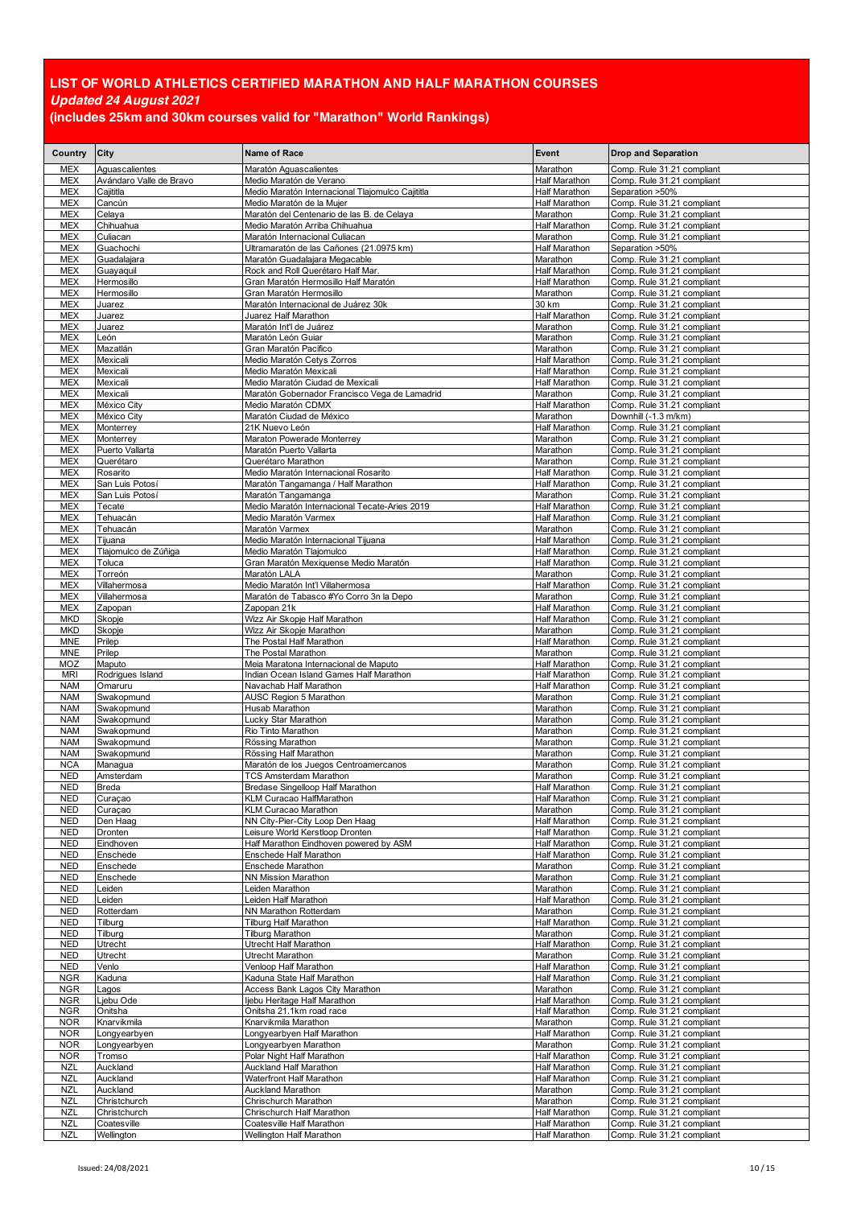# LIST OF WORLD ATHLETICS CERTIFIED MARATHON AND HALF MARATHON COURSES

***Updated 24 August 2021***

**(includes 25km and 30km courses valid for "Marathon" World Rankings)**

| Country | City | Name of Race | Event | Drop and Separation |
|---|---|---|---|---|
| MEX | Aguascalientes | Maratón Aguascalientes | Marathon | Comp. Rule 31.21 compliant |
| MEX | Avándaro Valle de Bravo | Medio Maratón de Verano | Half Marathon | Comp. Rule 31.21 compliant |
| MEX | Cajititla | Medio Maratón Internacional Tlajomulco Cajititla | Half Marathon | Separation >50% |
| MEX | Cancún | Medio Maratón de la Mujer | Half Marathon | Comp. Rule 31.21 compliant |
| MEX | Celaya | Maratón del Centenario de las B. de Celaya | Marathon | Comp. Rule 31.21 compliant |
| MEX | Chihuahua | Medio Maratón Arriba Chihuahua | Half Marathon | Comp. Rule 31.21 compliant |
| MEX | Culiacan | Maratón Internacional Culiacan | Marathon | Comp. Rule 31.21 compliant |
| MEX | Guachochi | Ultramaratón de las Cañones (21.0975 km) | Half Marathon | Separation >50% |
| MEX | Guadalajara | Maratón Guadalajara Megacable | Marathon | Comp. Rule 31.21 compliant |
| MEX | Guayaquil | Rock and Roll Querétaro Half Mar. | Half Marathon | Comp. Rule 31.21 compliant |
| MEX | Hermosillo | Gran Maratón Hermosillo Half Maratón | Half Marathon | Comp. Rule 31.21 compliant |
| MEX | Hermosillo | Gran Maratón Hermosillo | Marathon | Comp. Rule 31.21 compliant |
| MEX | Juarez | Maratón Internacional de Juárez 30k | 30 km | Comp. Rule 31.21 compliant |
| MEX | Juarez | Juarez Half Marathon | Half Marathon | Comp. Rule 31.21 compliant |
| MEX | Juarez | Maratón Int'l de Juárez | Marathon | Comp. Rule 31.21 compliant |
| MEX | León | Maratón León Guiar | Marathon | Comp. Rule 31.21 compliant |
| MEX | Mazatlán | Gran Maratón Pacifico | Marathon | Comp. Rule 31.21 compliant |
| MEX | Mexicali | Medio Maratón Cetys Zorros | Half Marathon | Comp. Rule 31.21 compliant |
| MEX | Mexicali | Medio Maratón Mexicali | Half Marathon | Comp. Rule 31.21 compliant |
| MEX | Mexicali | Medio Maratón Ciudad de Mexicali | Half Marathon | Comp. Rule 31.21 compliant |
| MEX | Mexicali | Maratón Gobernador Francisco Vega de Lamadrid | Marathon | Comp. Rule 31.21 compliant |
| MEX | México City | Medio Maratón CDMX | Half Marathon | Comp. Rule 31.21 compliant |
| MEX | México City | Maratón Ciudad de México | Marathon | Downhill (-1.3 m/km) |
| MEX | Monterrey | 21K Nuevo León | Half Marathon | Comp. Rule 31.21 compliant |
| MEX | Monterrey | Maraton Powerade Monterrey | Marathon | Comp. Rule 31.21 compliant |
| MEX | Puerto Vallarta | Maratón Puerto Vallarta | Marathon | Comp. Rule 31.21 compliant |
| MEX | Querétaro | Querétaro Marathon | Marathon | Comp. Rule 31.21 compliant |
| MEX | Rosarito | Medio Maratón Internacional Rosarito | Half Marathon | Comp. Rule 31.21 compliant |
| MEX | San Luis Potosí | Maratón Tangamanga / Half Marathon | Half Marathon | Comp. Rule 31.21 compliant |
| MEX | San Luis Potosí | Maratón Tangamanga | Marathon | Comp. Rule 31.21 compliant |
| MEX | Tecate | Medio Maratón Internacional Tecate-Aries 2019 | Half Marathon | Comp. Rule 31.21 compliant |
| MEX | Tehuacán | Medio Maratón Varmex | Half Marathon | Comp. Rule 31.21 compliant |
| MEX | Tehuacán | Maratón Varmex | Marathon | Comp. Rule 31.21 compliant |
| MEX | Tijuana | Medio Maratón Internacional Tijuana | Half Marathon | Comp. Rule 31.21 compliant |
| MEX | Tlajomulco de Zúñiga | Medio Maratón Tlajomulco | Half Marathon | Comp. Rule 31.21 compliant |
| MEX | Toluca | Gran Maratón Mexiquense Medio Maratón | Half Marathon | Comp. Rule 31.21 compliant |
| MEX | Torreón | Maratón LALA | Marathon | Comp. Rule 31.21 compliant |
| MEX | Villahermosa | Medio Maratón Int'l Villahermosa | Half Marathon | Comp. Rule 31.21 compliant |
| MEX | Villahermosa | Maratón de Tabasco #Yo Corro 3n la Depo | Marathon | Comp. Rule 31.21 compliant |
| MEX | Zapopan | Zapopan 21k | Half Marathon | Comp. Rule 31.21 compliant |
| MKD | Skopje | Wizz Air Skopje Half Marathon | Half Marathon | Comp. Rule 31.21 compliant |
| MKD | Skopje | Wizz Air Skopje Marathon | Marathon | Comp. Rule 31.21 compliant |
| MNE | Prilep | The Postal Half Marathon | Half Marathon | Comp. Rule 31.21 compliant |
| MNE | Prilep | The Postal Marathon | Marathon | Comp. Rule 31.21 compliant |
| MOZ | Maputo | Meia Maratona Internacional de Maputo | Half Marathon | Comp. Rule 31.21 compliant |
| MRI | Rodrigues Island | Indian Ocean Island Games Half Marathon | Half Marathon | Comp. Rule 31.21 compliant |
| NAM | Omaruru | Navachab Half Marathon | Half Marathon | Comp. Rule 31.21 compliant |
| NAM | Swakopmund | AUSC Region 5 Marathon | Marathon | Comp. Rule 31.21 compliant |
| NAM | Swakopmund | Husab Marathon | Marathon | Comp. Rule 31.21 compliant |
| NAM | Swakopmund | Lucky Star Marathon | Marathon | Comp. Rule 31.21 compliant |
| NAM | Swakopmund | Rio Tinto Marathon | Marathon | Comp. Rule 31.21 compliant |
| NAM | Swakopmund | Rössing Marathon | Marathon | Comp. Rule 31.21 compliant |
| NAM | Swakopmund | Rössing Half Marathon | Half Marathon | Comp. Rule 31.21 compliant |
| NCA | Managua | Maratón de los Juegos Centroamercanos | Marathon | Comp. Rule 31.21 compliant |
| NED | Amsterdam | TCS Amsterdam Marathon | Marathon | Comp. Rule 31.21 compliant |
| NED | Breda | Bredase Singelloop Half Marathon | Half Marathon | Comp. Rule 31.21 compliant |
| NED | Curaçao | KLM Curacao HalfMarathon | Half Marathon | Comp. Rule 31.21 compliant |
| NED | Curaçao | KLM Curacao Marathon | Marathon | Comp. Rule 31.21 compliant |
| NED | Den Haag | NN City-Pier-City Loop Den Haag | Half Marathon | Comp. Rule 31.21 compliant |
| NED | Dronten | Leisure World Kerstloop Dronten | Half Marathon | Comp. Rule 31.21 compliant |
| NED | Eindhoven | Half Marathon Eindhoven powered by ASM | Half Marathon | Comp. Rule 31.21 compliant |
| NED | Enschede | Enschede Half Marathon | Half Marathon | Comp. Rule 31.21 compliant |
| NED | Enschede | Enschede Marathon | Marathon | Comp. Rule 31.21 compliant |
| NED | Enschede | NN Mission Marathon | Marathon | Comp. Rule 31.21 compliant |
| NED | Leiden | Leiden Marathon | Marathon | Comp. Rule 31.21 compliant |
| NED | Leiden | Leiden Half Marathon | Half Marathon | Comp. Rule 31.21 compliant |
| NED | Rotterdam | NN Marathon Rotterdam | Marathon | Comp. Rule 31.21 compliant |
| NED | Tilburg | Tilburg Half Marathon | Half Marathon | Comp. Rule 31.21 compliant |
| NED | Tilburg | Tilburg Marathon | Marathon | Comp. Rule 31.21 compliant |
| NED | Utrecht | Utrecht Half Marathon | Half Marathon | Comp. Rule 31.21 compliant |
| NED | Utrecht | Utrecht Marathon | Marathon | Comp. Rule 31.21 compliant |
| NED | Venlo | Venloop Half Marathon | Half Marathon | Comp. Rule 31.21 compliant |
| NGR | Kaduna | Kaduna State Half Marathon | Half Marathon | Comp. Rule 31.21 compliant |
| NGR | Lagos | Access Bank Lagos City Marathon | Marathon | Comp. Rule 31.21 compliant |
| NGR | Ljebu Ode | Ijebu Heritage Half Marathon | Half Marathon | Comp. Rule 31.21 compliant |
| NGR | Onitsha | Onitsha 21.1km road race | Half Marathon | Comp. Rule 31.21 compliant |
| NOR | Knarvikmila | Knarvikmila Marathon | Marathon | Comp. Rule 31.21 compliant |
| NOR | Longyearbyen | Longyearbyen Half Marathon | Half Marathon | Comp. Rule 31.21 compliant |
| NOR | Longyearbyen | Longyearbyen Marathon | Marathon | Comp. Rule 31.21 compliant |
| NOR | Tromso | Polar Night Half Marathon | Half Marathon | Comp. Rule 31.21 compliant |
| NZL | Auckland | Auckland Half Marathon | Half Marathon | Comp. Rule 31.21 compliant |
| NZL | Auckland | Waterfront Half Marathon | Half Marathon | Comp. Rule 31.21 compliant |
| NZL | Auckland | Auckland Marathon | Marathon | Comp. Rule 31.21 compliant |
| NZL | Christchurch | Chrischurch Marathon | Marathon | Comp. Rule 31.21 compliant |
| NZL | Christchurch | Chrischurch Half Marathon | Half Marathon | Comp. Rule 31.21 compliant |
| NZL | Coatesville | Coatesville Half Marathon | Half Marathon | Comp. Rule 31.21 compliant |
| NZL | Wellington | Wellington Half Marathon | Half Marathon | Comp. Rule 31.21 compliant |

Issued: 24/08/2021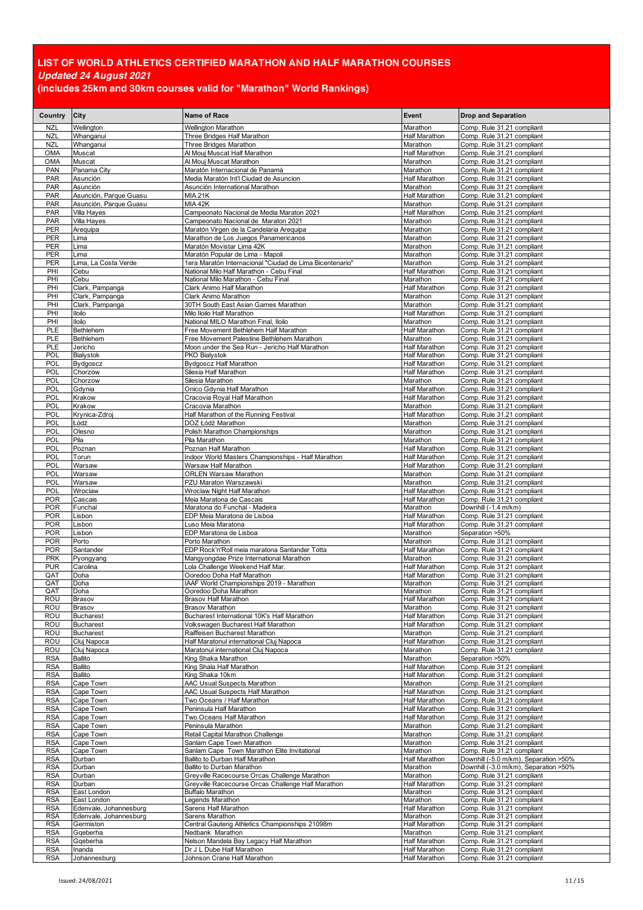# LIST OF WORLD ATHLETICS CERTIFIED MARATHON AND HALF MARATHON COURSES

***Updated 24 August 2021***

**(includes 25km and 30km courses valid for "Marathon" World Rankings)**

| Country | City | Name of Race | Event | Drop and Separation |
|---|---|---|---|---|
| NZL | Wellington | Wellington Marathon | Marathon | Comp. Rule 31.21 compliant |
| NZL | Whanganui | Three Bridges Half Marathon | Half Marathon | Comp. Rule 31.21 compliant |
| NZL | Whanganui | Three Bridges Marathon | Marathon | Comp. Rule 31.21 compliant |
| OMA | Muscat | Al Mouj Muscat Half Marathon | Half Marathon | Comp. Rule 31.21 compliant |
| OMA | Muscat | Al Mouj Muscat Marathon | Marathon | Comp. Rule 31.21 compliant |
| PAN | Panama City | Maratón Internacional de Panamá | Marathon | Comp. Rule 31.21 compliant |
| PAR | Asunción | Media Maratón Int'l Ciudad de Asuncion | Half Marathon | Comp. Rule 31.21 compliant |
| PAR | Asunción | Asunción International Marathon | Marathon | Comp. Rule 31.21 compliant |
| PAR | Asunción, Parque Guasu | MIA 21K | Half Marathon | Comp. Rule 31.21 compliant |
| PAR | Asunción, Parque Guasu | MIA 42K | Marathon | Comp. Rule 31.21 compliant |
| PAR | Villa Hayes | Campeonato Nacional de Media Maraton 2021 | Half Marathon | Comp. Rule 31.21 compliant |
| PAR | Villa Hayes | Campeonato Nacional de Maraton 2021 | Marathon | Comp. Rule 31.21 compliant |
| PER | Arequipa | Maratón Virgen de la Candelaria Arequipa | Marathon | Comp. Rule 31.21 compliant |
| PER | Lima | Marathon de Los Juegos Panamericanos | Marathon | Comp. Rule 31.21 compliant |
| PER | Lima | Maratón Movistar Lima 42K | Marathon | Comp. Rule 31.21 compliant |
| PER | Lima | Maratón Popular de Lima - Mapoli | Marathon | Comp. Rule 31.21 compliant |
| PER | Lima, La Costa Verde | 1era Maratón Internacional "Ciudad de Lima Bicentenario" | Marathon | Comp. Rule 31.21 compliant |
| PHI | Cebu | National Milo Half Marathon - Cebu Final | Half Marathon | Comp. Rule 31.21 compliant |
| PHI | Cebu | National Milo Marathon - Cebu Final | Marathon | Comp. Rule 31.21 compliant |
| PHI | Clark, Pampanga | Clark Animo Half Marathon | Half Marathon | Comp. Rule 31.21 compliant |
| PHI | Clark, Pampanga | Clark Animo Marathon | Marathon | Comp. Rule 31.21 compliant |
| PHI | Clark, Pampanga | 30TH South East Asian Games Marathon | Marathon | Comp. Rule 31.21 compliant |
| PHI | Iloilo | Milo Iloilo Half Marathon | Half Marathon | Comp. Rule 31.21 compliant |
| PHI | Iloilo | National MILO Marathon Final, Iloilo | Marathon | Comp. Rule 31.21 compliant |
| PLE | Bethlehem | Free Movement Bethlehem Half Marathon | Half Marathon | Comp. Rule 31.21 compliant |
| PLE | Bethlehem | Free Movement Palestine Bethlehem Marathon | Marathon | Comp. Rule 31.21 compliant |
| PLE | Jericho | Moon under the Sea Run - Jericho Half Marathon | Half Marathon | Comp. Rule 31.21 compliant |
| POL | Bialystok | PKO Bialystok | Half Marathon | Comp. Rule 31.21 compliant |
| POL | Bydgoscz | Bydgoscz Half Marathon | Half Marathon | Comp. Rule 31.21 compliant |
| POL | Chorzow | Silesia Half Marathon | Half Marathon | Comp. Rule 31.21 compliant |
| POL | Chorzow | Silesia Marathon | Marathon | Comp. Rule 31.21 compliant |
| POL | Gdynia | Onico Gdynia Half Marathon | Half Marathon | Comp. Rule 31.21 compliant |
| POL | Krakow | Cracovia Royal Half Marathon | Half Marathon | Comp. Rule 31.21 compliant |
| POL | Krakow | Cracovia Marathon | Marathon | Comp. Rule 31.21 compliant |
| POL | Krynica-Zdroj | Half Marathon of the Running Festival | Half Marathon | Comp. Rule 31.21 compliant |
| POL | Łódź | DOZ Łódź Marathon | Marathon | Comp. Rule 31.21 compliant |
| POL | Olesno | Polish Marathon Championships | Marathon | Comp. Rule 31.21 compliant |
| POL | Pila | Pila Marathon | Marathon | Comp. Rule 31.21 compliant |
| POL | Poznan | Poznan Half Marathon | Half Marathon | Comp. Rule 31.21 compliant |
| POL | Torun | Indoor World Masters Championships - Half Marathon | Half Marathon | Comp. Rule 31.21 compliant |
| POL | Warsaw | Warsaw Half Marathon | Half Marathon | Comp. Rule 31.21 compliant |
| POL | Warsaw | ORLEN Warsaw Marathon | Marathon | Comp. Rule 31.21 compliant |
| POL | Warsaw | PZU Maraton Warszawski | Marathon | Comp. Rule 31.21 compliant |
| POL | Wroclaw | Wroclaw Night Half Marathon | Half Marathon | Comp. Rule 31.21 compliant |
| POR | Cascais | Meia Maratona de Cascais | Half Marathon | Comp. Rule 31.21 compliant |
| POR | Funchal | Maratona do Funchal - Madeira | Marathon | Downhill (-1.4 m/km) |
| POR | Lisbon | EDP Meia Maratona de Lisboa | Half Marathon | Comp. Rule 31.21 compliant |
| POR | Lisbon | Luso Meia Maratona | Half Marathon | Comp. Rule 31.21 compliant |
| POR | Lisbon | EDP Maratona de Lisboa | Marathon | Separation >50% |
| POR | Porto | Porto Marathon | Marathon | Comp. Rule 31.21 compliant |
| POR | Santander | EDP Rock'n'Roll meia maratona Santander Totta | Half Marathon | Comp. Rule 31.21 compliant |
| PRK | Pyongyang | Mangyongdae Prize International Marathon | Marathon | Comp. Rule 31.21 compliant |
| PUR | Carolina | Lola Challenge Weekend Half Mar. | Half Marathon | Comp. Rule 31.21 compliant |
| QAT | Doha | Ooredoo Doha Half Marathon | Half Marathon | Comp. Rule 31.21 compliant |
| QAT | Doha | IAAF World Championships 2019 - Marathon | Marathon | Comp. Rule 31.21 compliant |
| QAT | Doha | Ooredoo Doha Marathon | Marathon | Comp. Rule 31.21 compliant |
| ROU | Brasov | Brasov Half Marathon | Half Marathon | Comp. Rule 31.21 compliant |
| ROU | Brasov | Brasov Marathon | Marathon | Comp. Rule 31.21 compliant |
| ROU | Bucharest | Bucharest International 10K's Half Marathon | Half Marathon | Comp. Rule 31.21 compliant |
| ROU | Bucharest | Volkswagen Bucharest Half Marathon | Half Marathon | Comp. Rule 31.21 compliant |
| ROU | Bucharest | Raiffeisen Bucharest Marathon | Marathon | Comp. Rule 31.21 compliant |
| ROU | Cluj Napoca | Half Maratonul international Cluj Napoca | Half Marathon | Comp. Rule 31.21 compliant |
| ROU | Cluj Napoca | Maratonul international Cluj Napoca | Marathon | Comp. Rule 31.21 compliant |
| RSA | Ballito | King Shaka Marathon | Marathon | Separation >50% |
| RSA | Ballito | King Shala Half Marathon | Half Marathon | Comp. Rule 31.21 compliant |
| RSA | Ballito | King Shaka 10km | Half Marathon | Comp. Rule 31.21 compliant |
| RSA | Cape Town | AAC Usual Suspects Marathon | Marathon | Comp. Rule 31.21 compliant |
| RSA | Cape Town | AAC Usual Suspects Half Marathon | Half Marathon | Comp. Rule 31.21 compliant |
| RSA | Cape Town | Two Oceans / Half Marathon | Half Marathon | Comp. Rule 31.21 compliant |
| RSA | Cape Town | Peninsula Half Marathon | Half Marathon | Comp. Rule 31.21 compliant |
| RSA | Cape Town | Two Oceans Half Marathon | Half Marathon | Comp. Rule 31.21 compliant |
| RSA | Cape Town | Peninsula Marathon | Marathon | Comp. Rule 31.21 compliant |
| RSA | Cape Town | Retail Capital Marathon Challenge | Marathon | Comp. Rule 31.21 compliant |
| RSA | Cape Town | Sanlam Cape Town Marathon | Marathon | Comp. Rule 31.21 compliant |
| RSA | Cape Town | Sanlam Cape Town Marathon Elite Invitational | Marathon | Comp. Rule 31.21 compliant |
| RSA | Durban | Ballito to Durban Half Marathon | Half Marathon | Downhill (-5.0 m/km), Separation >50% |
| RSA | Durban | Ballito to Durban Marathon | Marathon | Downhill (-3.0 m/km), Separation >50% |
| RSA | Durban | Greyville Racecourse Orcas Challenge Marathon | Marathon | Comp. Rule 31.21 compliant |
| RSA | Durban | Greyville Racecourse Orcas Challenge Half Marathon | Half Marathon | Comp. Rule 31.21 compliant |
| RSA | East London | Buffalo Marathon | Marathon | Comp. Rule 31.21 compliant |
| RSA | East London | Legends Marathon | Marathon | Comp. Rule 31.21 compliant |
| RSA | Edenvale, Johannesburg | Sarens Half Marathon | Half Marathon | Comp. Rule 31.21 compliant |
| RSA | Edenvale, Johannesburg | Sarens Marathon | Marathon | Comp. Rule 31.21 compliant |
| RSA | Germiston | Central Gauteng Athletics Championships 21098m | Half Marathon | Comp. Rule 31.21 compliant |
| RSA | Gqeberha | Nedbank Marathon | Marathon | Comp. Rule 31.21 compliant |
| RSA | Gqeberha | Nelson Mandela Bay Legacy Half Marathon | Half Marathon | Comp. Rule 31.21 compliant |
| RSA | Inanda | Dr J L Dube Half Marathon | Half Marathon | Comp. Rule 31.21 compliant |
| RSA | Johannesburg | Johnson Crane Half Marathon | Half Marathon | Comp. Rule 31.21 compliant |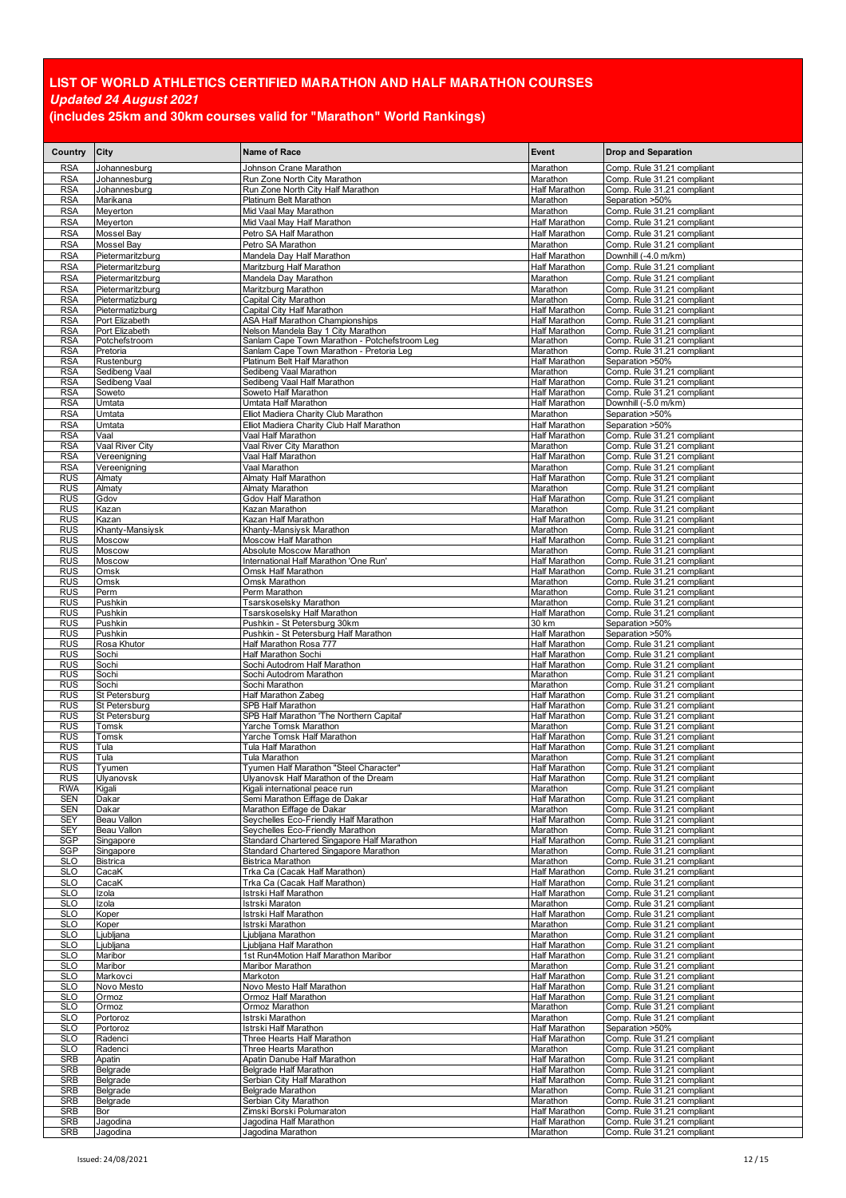# LIST OF WORLD ATHLETICS CERTIFIED MARATHON AND HALF MARATHON COURSES

***Updated 24 August 2021***

**(includes 25km and 30km courses valid for "Marathon" World Rankings)**

| Country | City | Name of Race | Event | Drop and Separation |
|---|---|---|---|---|
| RSA | Johannesburg | Johnson Crane Marathon | Marathon | Comp. Rule 31.21 compliant |
| RSA | Johannesburg | Run Zone North City Marathon | Marathon | Comp. Rule 31.21 compliant |
| RSA | Johannesburg | Run Zone North City Half Marathon | Half Marathon | Comp. Rule 31.21 compliant |
| RSA | Marikana | Platinum Belt Marathon | Marathon | Separation >50% |
| RSA | Meyerton | Mid Vaal May Marathon | Marathon | Comp. Rule 31.21 compliant |
| RSA | Meyerton | Mid Vaal May Half Marathon | Half Marathon | Comp. Rule 31.21 compliant |
| RSA | Mossel Bay | Petro SA Half Marathon | Half Marathon | Comp. Rule 31.21 compliant |
| RSA | Mossel Bay | Petro SA Marathon | Marathon | Comp. Rule 31.21 compliant |
| RSA | Pietermaritzburg | Mandela Day Half Marathon | Half Marathon | Downhill (-4.0 m/km) |
| RSA | Pietermaritzburg | Maritzburg Half Marathon | Half Marathon | Comp. Rule 31.21 compliant |
| RSA | Pietermaritzburg | Mandela Day Marathon | Marathon | Comp. Rule 31.21 compliant |
| RSA | Pietermaritzburg | Maritzburg Marathon | Marathon | Comp. Rule 31.21 compliant |
| RSA | Pietermatizburg | Capital City Marathon | Marathon | Comp. Rule 31.21 compliant |
| RSA | Pietermatizburg | Capital City Half Marathon | Half Marathon | Comp. Rule 31.21 compliant |
| RSA | Port Elizabeth | ASA Half Marathon Championships | Half Marathon | Comp. Rule 31.21 compliant |
| RSA | Port Elizabeth | Nelson Mandela Bay 1 City Marathon | Half Marathon | Comp. Rule 31.21 compliant |
| RSA | Potchefstroom | Sanlam Cape Town Marathon - Potchefstroom Leg | Marathon | Comp. Rule 31.21 compliant |
| RSA | Pretoria | Sanlam Cape Town Marathon - Pretoria Leg | Marathon | Comp. Rule 31.21 compliant |
| RSA | Rustenburg | Platinum Belt Half Marathon | Half Marathon | Separation >50% |
| RSA | Sedibeng Vaal | Sedibeng Vaal Marathon | Marathon | Comp. Rule 31.21 compliant |
| RSA | Sedibeng Vaal | Sedibeng Vaal Half Marathon | Half Marathon | Comp. Rule 31.21 compliant |
| RSA | Soweto | Soweto Half Marathon | Half Marathon | Comp. Rule 31.21 compliant |
| RSA | Umtata | Umtata Half Marathon | Half Marathon | Downhill (-5.0 m/km) |
| RSA | Umtata | Elliot Madiera Charity Club Marathon | Marathon | Separation >50% |
| RSA | Umtata | Elliot Madiera Charity Club Half Marathon | Half Marathon | Separation >50% |
| RSA | Vaal | Vaal Half Marathon | Half Marathon | Comp. Rule 31.21 compliant |
| RSA | Vaal River City | Vaal River City Marathon | Marathon | Comp. Rule 31.21 compliant |
| RSA | Vereenigning | Vaal Half Marathon | Half Marathon | Comp. Rule 31.21 compliant |
| RSA | Vereenigning | Vaal Marathon | Marathon | Comp. Rule 31.21 compliant |
| RUS | Almaty | Almaty Half Marathon | Half Marathon | Comp. Rule 31.21 compliant |
| RUS | Almaty | Almaty Marathon | Marathon | Comp. Rule 31.21 compliant |
| RUS | Gdov | Gdov Half Marathon | Half Marathon | Comp. Rule 31.21 compliant |
| RUS | Kazan | Kazan Marathon | Marathon | Comp. Rule 31.21 compliant |
| RUS | Kazan | Kazan Half Marathon | Half Marathon | Comp. Rule 31.21 compliant |
| RUS | Khanty-Mansiysk | Khanty-Mansiysk Marathon | Marathon | Comp. Rule 31.21 compliant |
| RUS | Moscow | Moscow Half Marathon | Half Marathon | Comp. Rule 31.21 compliant |
| RUS | Moscow | Absolute Moscow Marathon | Marathon | Comp. Rule 31.21 compliant |
| RUS | Moscow | International Half Marathon 'One Run' | Half Marathon | Comp. Rule 31.21 compliant |
| RUS | Omsk | Omsk Half Marathon | Half Marathon | Comp. Rule 31.21 compliant |
| RUS | Omsk | Omsk Marathon | Marathon | Comp. Rule 31.21 compliant |
| RUS | Perm | Perm Marathon | Marathon | Comp. Rule 31.21 compliant |
| RUS | Pushkin | Tsarskoselsky Marathon | Marathon | Comp. Rule 31.21 compliant |
| RUS | Pushkin | Tsarskoselsky Half Marathon | Half Marathon | Comp. Rule 31.21 compliant |
| RUS | Pushkin | Pushkin - St Petersburg 30km | 30 km | Separation >50% |
| RUS | Pushkin | Pushkin - St Petersburg Half Marathon | Half Marathon | Separation >50% |
| RUS | Rosa Khutor | Half Marathon Rosa 777 | Half Marathon | Comp. Rule 31.21 compliant |
| RUS | Sochi | Half Marathon Sochi | Half Marathon | Comp. Rule 31.21 compliant |
| RUS | Sochi | Sochi Autodrom Half Marathon | Half Marathon | Comp. Rule 31.21 compliant |
| RUS | Sochi | Sochi Autodrom Marathon | Marathon | Comp. Rule 31.21 compliant |
| RUS | Sochi | Sochi Marathon | Marathon | Comp. Rule 31.21 compliant |
| RUS | St Petersburg | Half Marathon Zabeg | Half Marathon | Comp. Rule 31.21 compliant |
| RUS | St Petersburg | SPB Half Marathon | Half Marathon | Comp. Rule 31.21 compliant |
| RUS | St Petersburg | SPB Half Marathon 'The Northern Capital' | Half Marathon | Comp. Rule 31.21 compliant |
| RUS | Tomsk | Yarche Tomsk Marathon | Marathon | Comp. Rule 31.21 compliant |
| RUS | Tomsk | Yarche Tomsk Half Marathon | Half Marathon | Comp. Rule 31.21 compliant |
| RUS | Tula | Tula Half Marathon | Half Marathon | Comp. Rule 31.21 compliant |
| RUS | Tula | Tula Marathon | Marathon | Comp. Rule 31.21 compliant |
| RUS | Tyumen | Tyumen Half Marathon "Steel Character" | Half Marathon | Comp. Rule 31.21 compliant |
| RUS | Ulyanovsk | Ulyanovsk Half Marathon of the Dream | Half Marathon | Comp. Rule 31.21 compliant |
| RWA | Kigali | Kigali international peace run | Marathon | Comp. Rule 31.21 compliant |
| SEN | Dakar | Semi Marathon Eiffage de Dakar | Half Marathon | Comp. Rule 31.21 compliant |
| SEN | Dakar | Marathon Eiffage de Dakar | Marathon | Comp. Rule 31.21 compliant |
| SEY | Beau Vallon | Seychelles Eco-Friendly Half Marathon | Half Marathon | Comp. Rule 31.21 compliant |
| SEY | Beau Vallon | Seychelles Eco-Friendly Marathon | Marathon | Comp. Rule 31.21 compliant |
| SGP | Singapore | Standard Chartered Singapore Half Marathon | Half Marathon | Comp. Rule 31.21 compliant |
| SGP | Singapore | Standard Chartered Singapore Marathon | Marathon | Comp. Rule 31.21 compliant |
| SLO | Bistrica | Bistrica Marathon | Marathon | Comp. Rule 31.21 compliant |
| SLO | CacaK | Trka Ca (Cacak Half Marathon) | Half Marathon | Comp. Rule 31.21 compliant |
| SLO | CacaK | Trka Ca (Cacak Half Marathon) | Half Marathon | Comp. Rule 31.21 compliant |
| SLO | Izola | Istrski Half Marathon | Half Marathon | Comp. Rule 31.21 compliant |
| SLO | Izola | Istrski Maraton | Marathon | Comp. Rule 31.21 compliant |
| SLO | Koper | Istrski Half Marathon | Half Marathon | Comp. Rule 31.21 compliant |
| SLO | Koper | Istrski Marathon | Marathon | Comp. Rule 31.21 compliant |
| SLO | Ljubljana | Ljubljana Marathon | Marathon | Comp. Rule 31.21 compliant |
| SLO | Ljubljana | Ljubljana Half Marathon | Half Marathon | Comp. Rule 31.21 compliant |
| SLO | Maribor | 1st Run4Motion Half Marathon Maribor | Half Marathon | Comp. Rule 31.21 compliant |
| SLO | Maribor | Maribor Marathon | Marathon | Comp. Rule 31.21 compliant |
| SLO | Markovci | Markoton | Half Marathon | Comp. Rule 31.21 compliant |
| SLO | Novo Mesto | Novo Mesto Half Marathon | Half Marathon | Comp. Rule 31.21 compliant |
| SLO | Ormoz | Ormoz Half Marathon | Half Marathon | Comp. Rule 31.21 compliant |
| SLO | Ormoz | Ormoz Marathon | Marathon | Comp. Rule 31.21 compliant |
| SLO | Portoroz | Istrski Marathon | Marathon | Comp. Rule 31.21 compliant |
| SLO | Portoroz | Istrski Half Marathon | Half Marathon | Separation >50% |
| SLO | Radenci | Three Hearts Half Marathon | Half Marathon | Comp. Rule 31.21 compliant |
| SLO | Radenci | Three Hearts Marathon | Marathon | Comp. Rule 31.21 compliant |
| SRB | Apatin | Apatin Danube Half Marathon | Half Marathon | Comp. Rule 31.21 compliant |
| SRB | Belgrade | Belgrade Half Marathon | Half Marathon | Comp. Rule 31.21 compliant |
| SRB | Belgrade | Serbian City Half Marathon | Half Marathon | Comp. Rule 31.21 compliant |
| SRB | Belgrade | Belgrade Marathon | Marathon | Comp. Rule 31.21 compliant |
| SRB | Belgrade | Serbian City Marathon | Marathon | Comp. Rule 31.21 compliant |
| SRB | Bor | Zimski Borski Polumaraton | Half Marathon | Comp. Rule 31.21 compliant |
| SRB | Jagodina | Jagodina Half Marathon | Half Marathon | Comp. Rule 31.21 compliant |
| SRB | Jagodina | Jagodina Marathon | Marathon | Comp. Rule 31.21 compliant |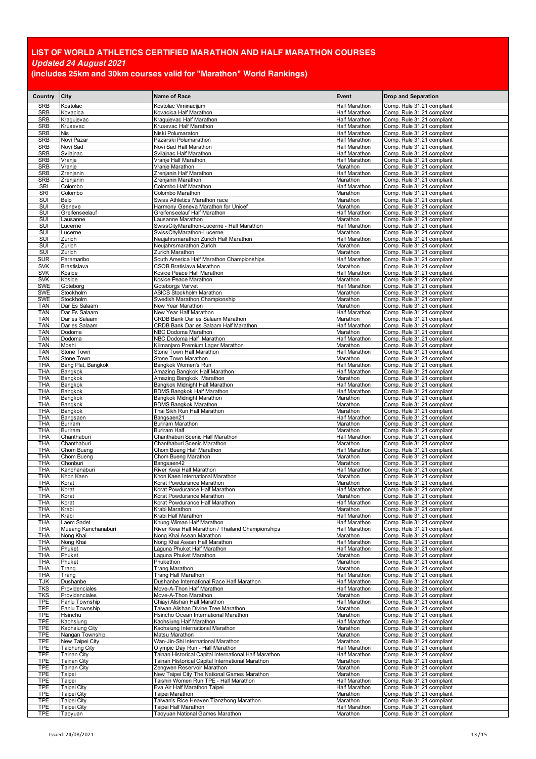# LIST OF WORLD ATHLETICS CERTIFIED MARATHON AND HALF MARATHON COURSES

***Updated 24 August 2021***

**(includes 25km and 30km courses valid for "Marathon" World Rankings)**

| Country | City | Name of Race | Event | Drop and Separation |
|---|---|---|---|---|
| SRB | Kostolac | Kostolac Viminacijum | Half Marathon | Comp. Rule 31.21 compliant |
| SRB | Kovacica | Kovacica Half Marathon | Half Marathon | Comp. Rule 31.21 compliant |
| SRB | Kragujevac | Kragujevac Half Marathon | Half Marathon | Comp. Rule 31.21 compliant |
| SRB | Krusevac | Krusevac Half Marathon | Half Marathon | Comp. Rule 31.21 compliant |
| SRB | Nis | Niski Polumaraton | Half Marathon | Comp. Rule 31.21 compliant |
| SRB | Novi Pazar | Pazarski Polumarathon | Half Marathon | Comp. Rule 31.21 compliant |
| SRB | Novi Sad | Novi Sad Half Marathon | Half Marathon | Comp. Rule 31.21 compliant |
| SRB | Svilajnac | Svilajnac Half Marathon | Half Marathon | Comp. Rule 31.21 compliant |
| SRB | Vranje | Vranje Half Marathon | Half Marathon | Comp. Rule 31.21 compliant |
| SRB | Vranje | Vranje Marathon | Marathon | Comp. Rule 31.21 compliant |
| SRB | Zrenjanin | Zrenjanin Half Marathon | Half Marathon | Comp. Rule 31.21 compliant |
| SRB | Zrenjanin | Zrenjanin Marathon | Marathon | Comp. Rule 31.21 compliant |
| SRI | Colombo | Colombo Half Marathon | Half Marathon | Comp. Rule 31.21 compliant |
| SRI | Colombo | Colombo Marathon | Marathon | Comp. Rule 31.21 compliant |
| SUI | Belp | Swiss Athletics Marathon race | Marathon | Comp. Rule 31.21 compliant |
| SUI | Geneve | Harmony Geneva Marathon for Unicef | Marathon | Comp. Rule 31.21 compliant |
| SUI | Greifenseelauf | Greifenseelauf Half Marathon | Half Marathon | Comp. Rule 31.21 compliant |
| SUI | Lausanne | Lausanne Marathon | Marathon | Comp. Rule 31.21 compliant |
| SUI | Lucerne | SwissCityMarathon-Lucerne - Half Marathon | Half Marathon | Comp. Rule 31.21 compliant |
| SUI | Lucerne | SwissCityMarathon-Lucerne | Marathon | Comp. Rule 31.21 compliant |
| SUI | Zurich | Neujahrsmarathon Zurich Half Marathon | Half Marathon | Comp. Rule 31.21 compliant |
| SUI | Zurich | Neujahrsmarathon Zurich | Marathon | Comp. Rule 31.21 compliant |
| SUI | Zurich | Zurich Marathon | Marathon | Comp. Rule 31.21 compliant |
| SUR | Paramaribo | South America Half Marathon Championships | Half Marathon | Comp. Rule 31.21 compliant |
| SVK | Brastislava | CSOB Bratislava Marathon | Marathon | Comp. Rule 31.21 compliant |
| SVK | Kosice | Kosice Peace Half Marathon | Half Marathon | Comp. Rule 31.21 compliant |
| SVK | Kosice | Kosice Peace Marathon | Marathon | Comp. Rule 31.21 compliant |
| SWE | Goteborg | Goteborgs Varvet | Half Marathon | Comp. Rule 31.21 compliant |
| SWE | Stockholm | ASICS Stockholm Marathon | Marathon | Comp. Rule 31.21 compliant |
| SWE | Stockholm | Swedish Marathon Championship | Marathon | Comp. Rule 31.21 compliant |
| TAN | Dar Es Salaam | New Year Marathon | Marathon | Comp. Rule 31.21 compliant |
| TAN | Dar Es Salaam | New Year Half Marathon | Half Marathon | Comp. Rule 31.21 compliant |
| TAN | Dar es Salaam | CRDB Bank Dar es Salaam Marathon | Marathon | Comp. Rule 31.21 compliant |
| TAN | Dar es Salaam | CRDB Bank Dar es Salaam Half Marathon | Half Marathon | Comp. Rule 31.21 compliant |
| TAN | Dodoma | NBC Dodoma Marathon | Marathon | Comp. Rule 31.21 compliant |
| TAN | Dodoma | NBC Dodoma Half Marathon | Half Marathon | Comp. Rule 31.21 compliant |
| TAN | Moshi | Kilimanjaro Premium Lager Marathon | Marathon | Comp. Rule 31.21 compliant |
| TAN | Stone Town | Stone Town Half Marathon | Half Marathon | Comp. Rule 31.21 compliant |
| TAN | Stone Town | Stone Town Marathon | Marathon | Comp. Rule 31.21 compliant |
| THA | Bang Plat, Bangkok | Bangkok Women's Run | Half Marathon | Comp. Rule 31.21 compliant |
| THA | Bangkok | Amazing Bangkok Half Marathon | Half Marathon | Comp. Rule 31.21 compliant |
| THA | Bangkok | Amazing Bangkok Marathon | Marathon | Comp. Rule 31.21 compliant |
| THA | Bangkok | Bangkok Midnight Half Marathon | Half Marathon | Comp. Rule 31.21 compliant |
| THA | Bangkok | BDMS Bangkok Half Marathon | Half Marathon | Comp. Rule 31.21 compliant |
| THA | Bangkok | Bangkok Midnight Marathon | Marathon | Comp. Rule 31.21 compliant |
| THA | Bangkok | BDMS Bangkok Marathon | Marathon | Comp. Rule 31.21 compliant |
| THA | Bangkok | Thai Sikh Run Half Marathon | Marathon | Comp. Rule 31.21 compliant |
| THA | Bangsaen | Bangsaen21 | Half Marathon | Comp. Rule 31.21 compliant |
| THA | Buriram | Buriram Marathon | Marathon | Comp. Rule 31.21 compliant |
| THA | Buriram | Buriram Half | Marathon | Comp. Rule 31.21 compliant |
| THA | Chanthaburi | Chanthaburi Scenic Half Marathon | Half Marathon | Comp. Rule 31.21 compliant |
| THA | Chanthaburi | Chanthaburi Scenic Marathon | Marathon | Comp. Rule 31.21 compliant |
| THA | Chom Bueng | Chom Bueng Half Marathon | Half Marathon | Comp. Rule 31.21 compliant |
| THA | Chom Bueng | Chom Bueng Marathon | Marathon | Comp. Rule 31.21 compliant |
| THA | Chonburi | Bangsaen42 | Marathon | Comp. Rule 31.21 compliant |
| THA | Kanchanaburi | River Kwai Half Marathon | Half Marathon | Comp. Rule 31.21 compliant |
| THA | Khon Kaen | Khon Kaen International Marathon | Marathon | Comp. Rule 31.21 compliant |
| THA | Korat | Korat Powdurance Marathon | Marathon | Comp. Rule 31.21 compliant |
| THA | Korat | Korat Powdurance Half Marathon | Half Marathon | Comp. Rule 31.21 compliant |
| THA | Korat | Korat Powdurance Marathon | Marathon | Comp. Rule 31.21 compliant |
| THA | Korat | Korat Powdurance Half Marathon | Half Marathon | Comp. Rule 31.21 compliant |
| THA | Krabi | Krabi Marathon | Marathon | Comp. Rule 31.21 compliant |
| THA | Krabi | Krabi Half Marathon | Half Marathon | Comp. Rule 31.21 compliant |
| THA | Laem Sadet | Khung Wiman Half Marathon | Half Marathon | Comp. Rule 31.21 compliant |
| THA | Mueang Kanchanaburi | River Kwai Half Marathon / Thailand Championships | Half Marathon | Comp. Rule 31.21 compliant |
| THA | Nong Khai | Nong Khai Asean Marathon | Marathon | Comp. Rule 31.21 compliant |
| THA | Nong Khai | Nong Khai Asean Half Marathon | Half Marathon | Comp. Rule 31.21 compliant |
| THA | Phuket | Laguna Phuket Half Marathon | Half Marathon | Comp. Rule 31.21 compliant |
| THA | Phuket | Laguna Phuket Marathon | Marathon | Comp. Rule 31.21 compliant |
| THA | Phuket | Phukethon | Marathon | Comp. Rule 31.21 compliant |
| THA | Trang | Trang Marathon | Marathon | Comp. Rule 31.21 compliant |
| THA | Trang | Trang Half Marathon | Half Marathon | Comp. Rule 31.21 compliant |
| TJK | Dushanbe | Dushanbe International Race Half Marathon | Half Marathon | Comp. Rule 31.21 compliant |
| TKS | Providenciales | Move-A-Thon Half Marathon | Half Marathon | Comp. Rule 31.21 compliant |
| TKS | Providenciales | Move-A-Thon Marathon | Marathon | Comp. Rule 31.21 compliant |
| TPE | Fanlu Township | Chiayi Alishan Half Marathon | Half Marathon | Comp. Rule 31.21 compliant |
| TPE | Fanlu Township | Taiwan Alishan Divine Tree Marathon | Marathon | Comp. Rule 31.21 compliant |
| TPE | Hsinchu | Hsincho Ocean International Marathon | Marathon | Comp. Rule 31.21 compliant |
| TPE | Kaohsiung | Kaohsiung Half Marathon | Half Marathon | Comp. Rule 31.21 compliant |
| TPE | Kaohsiung City | Kaohsiung International Marathon | Marathon | Comp. Rule 31.21 compliant |
| TPE | Nangan Township | Matsu Marathon | Marathon | Comp. Rule 31.21 compliant |
| TPE | New Taipei City | Wan-Jin-Shi International Marathon | Marathon | Comp. Rule 31.21 compliant |
| TPE | Taichung City | Olympic Day Run - Half Marathon | Half Marathon | Comp. Rule 31.21 compliant |
| TPE | Tainan City | Tainan Historical Capital International Half Marathon | Half Marathon | Comp. Rule 31.21 compliant |
| TPE | Tainan City | Tainan Historical Capital International Marathon | Marathon | Comp. Rule 31.21 compliant |
| TPE | Tainan City | Zengwen Reservoir Marathon | Marathon | Comp. Rule 31.21 compliant |
| TPE | Taipei | New Taipei City The National Games Marathon | Marathon | Comp. Rule 31.21 compliant |
| TPE | Taipei | Taishin Women Run TPE - Half Marathon | Half Marathon | Comp. Rule 31.21 compliant |
| TPE | Taipei City | Eva Air Half Marathon Taipei | Half Marathon | Comp. Rule 31.21 compliant |
| TPE | Taipei City | Taipei Marathon | Marathon | Comp. Rule 31.21 compliant |
| TPE | Taipei City | Taiwan's Rice Heaven Tianzhong Marathon | Marathon | Comp. Rule 31.21 compliant |
| TPE | Taipei City | Taipei Half Marathon | Half Marathon | Comp. Rule 31.21 compliant |
| TPE | Taoyuan | Taoyuan National Games Marathon | Marathon | Comp. Rule 31.21 compliant |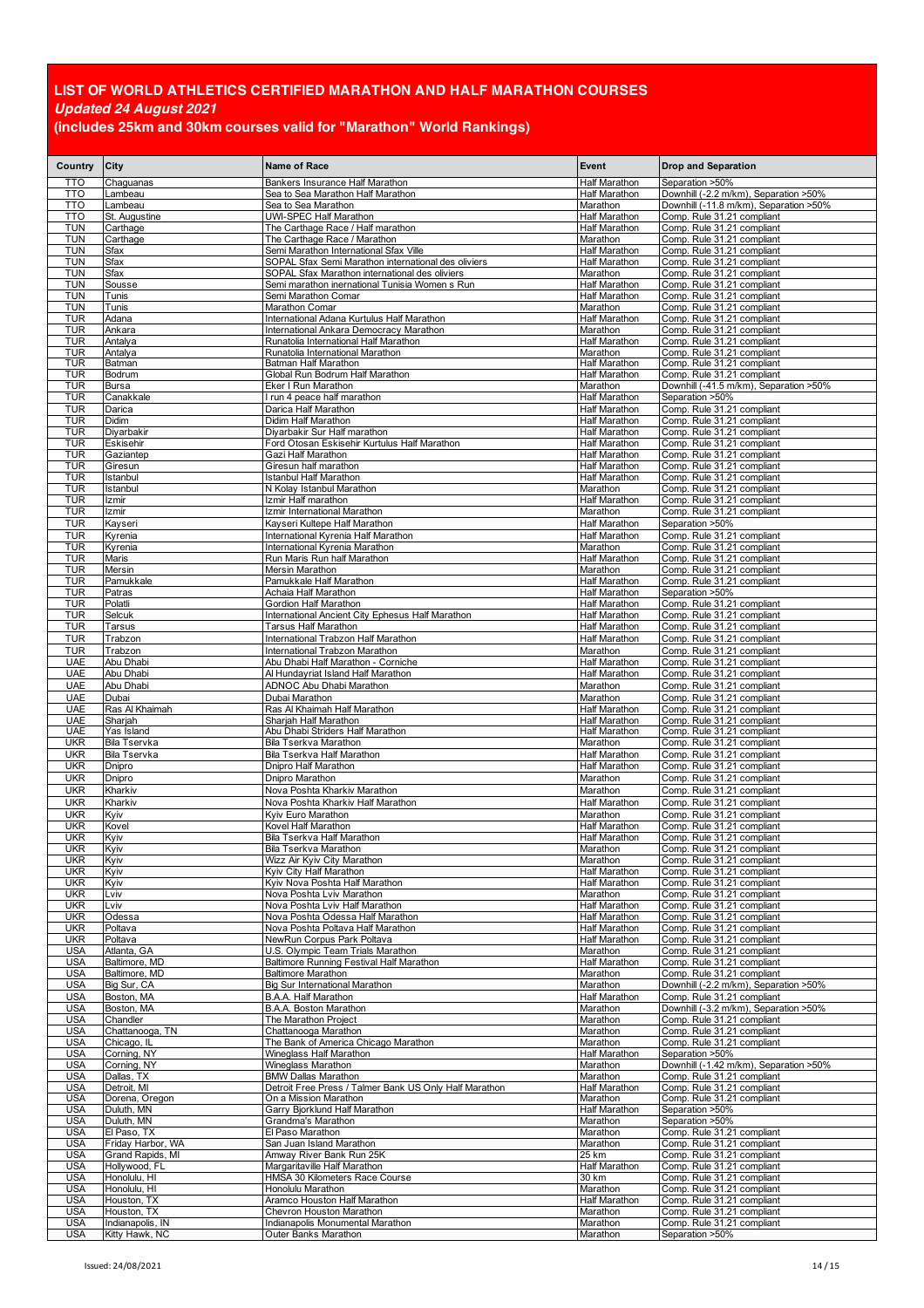## LIST OF WORLD ATHLETICS CERTIFIED MARATHON AND HALF MARATHON COURSES

***Updated 24 August 2021***

**(includes 25km and 30km courses valid for "Marathon" World Rankings)**

| Country | City | Name of Race | Event | Drop and Separation |
|---|---|---|---|---|
| TTO | Chaguanas | Bankers Insurance Half Marathon | Half Marathon | Separation >50% |
| TTO | Lambeau | Sea to Sea Marathon Half Marathon | Half Marathon | Downhill (-2.2 m/km), Separation >50% |
| TTO | Lambeau | Sea to Sea Marathon | Marathon | Downhill (-11.8 m/km), Separation >50% |
| TTO | St. Augustine | UWI-SPEC Half Marathon | Half Marathon | Comp. Rule 31.21 compliant |
| TUN | Carthage | The Carthage Race / Half marathon | Half Marathon | Comp. Rule 31.21 compliant |
| TUN | Carthage | The Carthage Race / Marathon | Marathon | Comp. Rule 31.21 compliant |
| TUN | Sfax | Semi Marathon International Sfax Ville | Half Marathon | Comp. Rule 31.21 compliant |
| TUN | Sfax | SOPAL Sfax Semi Marathon international des oliviers | Half Marathon | Comp. Rule 31.21 compliant |
| TUN | Sfax | SOPAL Sfax Marathon international des oliviers | Marathon | Comp. Rule 31.21 compliant |
| TUN | Sousse | Semi marathon inernational Tunisia Women s Run | Half Marathon | Comp. Rule 31.21 compliant |
| TUN | Tunis | Semi Marathon Comar | Half Marathon | Comp. Rule 31.21 compliant |
| TUN | Tunis | Marathon Comar | Marathon | Comp. Rule 31.21 compliant |
| TUR | Adana | International Adana Kurtulus Half Marathon | Half Marathon | Comp. Rule 31.21 compliant |
| TUR | Ankara | International Ankara Democracy Marathon | Marathon | Comp. Rule 31.21 compliant |
| TUR | Antalya | Runatolia International Half Marathon | Half Marathon | Comp. Rule 31.21 compliant |
| TUR | Antalya | Runatolia International Marathon | Marathon | Comp. Rule 31.21 compliant |
| TUR | Batman | Batman Half Marathon | Half Marathon | Comp. Rule 31.21 compliant |
| TUR | Bodrum | Global Run Bodrum Half Marathon | Half Marathon | Comp. Rule 31.21 compliant |
| TUR | Bursa | Eker I Run Marathon | Marathon | Downhill (-41.5 m/km), Separation >50% |
| TUR | Canakkale | I run 4 peace half marathon | Half Marathon | Separation >50% |
| TUR | Darica | Darica Half Marathon | Half Marathon | Comp. Rule 31.21 compliant |
| TUR | Didim | Didim Half Marathon | Half Marathon | Comp. Rule 31.21 compliant |
| TUR | Diyarbakir | Diyarbakir Sur Half marathon | Half Marathon | Comp. Rule 31.21 compliant |
| TUR | Eskisehir | Ford Otosan Eskisehir Kurtulus Half Marathon | Half Marathon | Comp. Rule 31.21 compliant |
| TUR | Gaziantep | Gazi Half Marathon | Half Marathon | Comp. Rule 31.21 compliant |
| TUR | Giresun | Giresun half marathon | Half Marathon | Comp. Rule 31.21 compliant |
| TUR | Istanbul | Istanbul Half Marathon | Half Marathon | Comp. Rule 31.21 compliant |
| TUR | Istanbul | N Kolay Istanbul Marathon | Marathon | Comp. Rule 31.21 compliant |
| TUR | Izmir | Izmir Half marathon | Half Marathon | Comp. Rule 31.21 compliant |
| TUR | Izmir | Izmir International Marathon | Marathon | Comp. Rule 31.21 compliant |
| TUR | Kayseri | Kayseri Kultepe Half Marathon | Half Marathon | Separation >50% |
| TUR | Kyrenia | International Kyrenia Half Marathon | Half Marathon | Comp. Rule 31.21 compliant |
| TUR | Kyrenia | International Kyrenia Marathon | Marathon | Comp. Rule 31.21 compliant |
| TUR | Maris | Run Maris Run half Marathon | Half Marathon | Comp. Rule 31.21 compliant |
| TUR | Mersin | Mersin Marathon | Marathon | Comp. Rule 31.21 compliant |
| TUR | Pamukkale | Pamukkale Half Marathon | Half Marathon | Comp. Rule 31.21 compliant |
| TUR | Patras | Achaia Half Marathon | Half Marathon | Separation >50% |
| TUR | Polatli | Gordion Half Marathon | Half Marathon | Comp. Rule 31.21 compliant |
| TUR | Selcuk | International Ancient City Ephesus Half Marathon | Half Marathon | Comp. Rule 31.21 compliant |
| TUR | Tarsus | Tarsus Half Marathon | Half Marathon | Comp. Rule 31.21 compliant |
| TUR | Trabzon | International Trabzon Half Marathon | Half Marathon | Comp. Rule 31.21 compliant |
| TUR | Trabzon | International Trabzon Marathon | Marathon | Comp. Rule 31.21 compliant |
| UAE | Abu Dhabi | Abu Dhabi Half Marathon - Corniche | Half Marathon | Comp. Rule 31.21 compliant |
| UAE | Abu Dhabi | Al Hundayriat Island Half Marathon | Half Marathon | Comp. Rule 31.21 compliant |
| UAE | Abu Dhabi | ADNOC Abu Dhabi Marathon | Marathon | Comp. Rule 31.21 compliant |
| UAE | Dubai | Dubai Marathon | Marathon | Comp. Rule 31.21 compliant |
| UAE | Ras Al Khaimah | Ras Al Khaimah Half Marathon | Half Marathon | Comp. Rule 31.21 compliant |
| UAE | Sharjah | Sharjah Half Marathon | Half Marathon | Comp. Rule 31.21 compliant |
| UAE | Yas Island | Abu Dhabi Striders Half Marathon | Half Marathon | Comp. Rule 31.21 compliant |
| UKR | Bila Tservka | Bila Tserkva Marathon | Marathon | Comp. Rule 31.21 compliant |
| UKR | Bila Tservka | Bila Tserkva Half Marathon | Half Marathon | Comp. Rule 31.21 compliant |
| UKR | Dnipro | Dnipro Half Marathon | Half Marathon | Comp. Rule 31.21 compliant |
| UKR | Dnipro | Dnipro Marathon | Marathon | Comp. Rule 31.21 compliant |
| UKR | Kharkiv | Nova Poshta Kharkiv Marathon | Marathon | Comp. Rule 31.21 compliant |
| UKR | Kharkiv | Nova Poshta Kharkiv Half Marathon | Half Marathon | Comp. Rule 31.21 compliant |
| UKR | Kyiv | Kyiv Euro Marathon | Marathon | Comp. Rule 31.21 compliant |
| UKR | Kovel | Kovel Half Marathon | Half Marathon | Comp. Rule 31.21 compliant |
| UKR | Kyiv | Bila Tserkva Half Marathon | Half Marathon | Comp. Rule 31.21 compliant |
| UKR | Kyiv | Bila Tserkva Marathon | Marathon | Comp. Rule 31.21 compliant |
| UKR | Kyiv | Wizz Air Kyiv City Marathon | Marathon | Comp. Rule 31.21 compliant |
| UKR | Kyiv | Kyiv City Half Marathon | Half Marathon | Comp. Rule 31.21 compliant |
| UKR | Kyiv | Kyiv Nova Poshta Half Marathon | Half Marathon | Comp. Rule 31.21 compliant |
| UKR | Lviv | Nova Poshta Lviv Marathon | Marathon | Comp. Rule 31.21 compliant |
| UKR | Lviv | Nova Poshta Lviv Half Marathon | Half Marathon | Comp. Rule 31.21 compliant |
| UKR | Odessa | Nova Poshta Odessa Half Marathon | Half Marathon | Comp. Rule 31.21 compliant |
| UKR | Poltava | Nova Poshta Poltava Half Marathon | Half Marathon | Comp. Rule 31.21 compliant |
| UKR | Poltava | NewRun Corpus Park Poltava | Half Marathon | Comp. Rule 31.21 compliant |
| USA | Atlanta, GA | U.S. Olympic Team Trials Marathon | Marathon | Comp. Rule 31.21 compliant |
| USA | Baltimore, MD | Baltimore Running Festival Half Marathon | Half Marathon | Comp. Rule 31.21 compliant |
| USA | Baltimore, MD | Baltimore Marathon | Marathon | Comp. Rule 31.21 compliant |
| USA | Big Sur, CA | Big Sur International Marathon | Marathon | Downhill (-2.2 m/km), Separation >50% |
| USA | Boston, MA | B.A.A. Half Marathon | Half Marathon | Comp. Rule 31.21 compliant |
| USA | Boston, MA | B.A.A. Boston Marathon | Marathon | Downhill (-3.2 m/km), Separation >50% |
| USA | Chandler | The Marathon Project | Marathon | Comp. Rule 31.21 compliant |
| USA | Chattanooga, TN | Chattanooga Marathon | Marathon | Comp. Rule 31.21 compliant |
| USA | Chicago, IL | The Bank of America Chicago Marathon | Marathon | Comp. Rule 31.21 compliant |
| USA | Corning, NY | Wineglass Half Marathon | Half Marathon | Separation >50% |
| USA | Corning, NY | Wineglass Marathon | Marathon | Downhill (-1.42 m/km), Separation >50% |
| USA | Dallas, TX | BMW Dallas Marathon | Marathon | Comp. Rule 31.21 compliant |
| USA | Detroit, MI | Detroit Free Press / Talmer Bank US Only Half Marathon | Half Marathon | Comp. Rule 31.21 compliant |
| USA | Dorena, Oregon | On a Mission Marathon | Marathon | Comp. Rule 31.21 compliant |
| USA | Duluth, MN | Garry Bjorklund Half Marathon | Half Marathon | Separation >50% |
| USA | Duluth, MN | Grandma's Marathon | Marathon | Separation >50% |
| USA | El Paso, TX | El Paso Marathon | Marathon | Comp. Rule 31.21 compliant |
| USA | Friday Harbor, WA | San Juan Island Marathon | Marathon | Comp. Rule 31.21 compliant |
| USA | Grand Rapids, MI | Amway River Bank Run 25K | 25 km | Comp. Rule 31.21 compliant |
| USA | Hollywood, FL | Margaritaville Half Marathon | Half Marathon | Comp. Rule 31.21 compliant |
| USA | Honolulu, HI | HMSA 30 Kilometers Race Course | 30 km | Comp. Rule 31.21 compliant |
| USA | Honolulu, HI | Honolulu Marathon | Marathon | Comp. Rule 31.21 compliant |
| USA | Houston, TX | Aramco Houston Half Marathon | Half Marathon | Comp. Rule 31.21 compliant |
| USA | Houston, TX | Chevron Houston Marathon | Marathon | Comp. Rule 31.21 compliant |
| USA | Indianapolis, IN | Indianapolis Monumental Marathon | Marathon | Comp. Rule 31.21 compliant |
| USA | Kitty Hawk, NC | Outer Banks Marathon | Marathon | Separation >50% |

Issued: 24/08/2021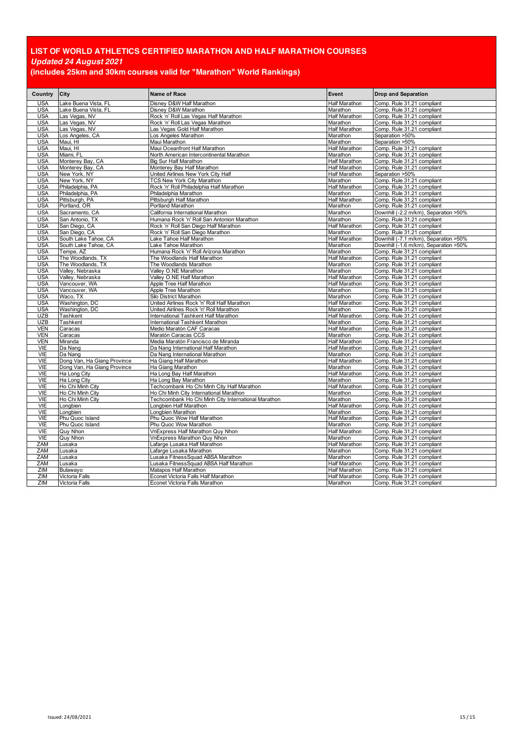## LIST OF WORLD ATHLETICS CERTIFIED MARATHON AND HALF MARATHON COURSES

***Updated 24 August 2021***

**(includes 25km and 30km courses valid for "Marathon" World Rankings)**

| Country | City | Name of Race | Event | Drop and Separation |
|---|---|---|---|---|
| USA | Lake Buena Vista, FL | Disney D&W Half Marathon | Half Marathon | Comp. Rule 31.21 compliant |
| USA | Lake Buena Vista, FL | Disney D&W Marathon | Marathon | Comp. Rule 31.21 compliant |
| USA | Las Vegas, NV | Rock 'n' Roll Las Vegas Half Marathon | Half Marathon | Comp. Rule 31.21 compliant |
| USA | Las Vegas, NV | Rock 'n' Roll Las Vegas Marathon | Marathon | Comp. Rule 31.21 compliant |
| USA | Las Vegas, NV | Las Vegas Gold Half Marathon | Half Marathon | Comp. Rule 31.21 compliant |
| USA | Los Angeles, CA | Los Angeles Marathon | Marathon | Separation >50% |
| USA | Maui, HI | Maui Marathon | Marathon | Separation >50% |
| USA | Maui, HI | Maui Oceanfront Half Marathon | Half Marathon | Comp. Rule 31.21 compliant |
| USA | Miami, FL | North American Intercontinental Marathon | Marathon | Comp. Rule 31.21 compliant |
| USA | Monterey Bay, CA | Big Sur Half Marathon | Half Marathon | Comp. Rule 31.21 compliant |
| USA | Monterey Bay, CA | Monterey Bay Half Marathon | Half Marathon | Comp. Rule 31.21 compliant |
| USA | New York, NY | United Airlines New York City Half | Half Marathon | Separation >50% |
| USA | New York, NY | TCS New York City Marathon | Marathon | Comp. Rule 31.21 compliant |
| USA | Philadelphia, PA | Rock 'n' Roll Philadelphia Half Marathon | Half Marathon | Comp. Rule 31.21 compliant |
| USA | Philadelphia, PA | Philadelphia Marathon | Marathon | Comp. Rule 31.21 compliant |
| USA | Pittsburgh, PA | Pittsburgh Half Marathon | Half Marathon | Comp. Rule 31.21 compliant |
| USA | Portland, OR | Portland Marathon | Marathon | Comp. Rule 31.21 compliant |
| USA | Sacramento, CA | California International Marathon | Marathon | Downhill (-2.2 m/km), Separation >50% |
| USA | San Antonio, TX | Humana Rock 'n' Roll San Antonion Marathon | Marathon | Comp. Rule 31.21 compliant |
| USA | San Diego, CA | Rock 'n' Roll San Diego Half Marathon | Half Marathon | Comp. Rule 31.21 compliant |
| USA | San Diego, CA | Rock 'n' Roll San Diego Marathon | Marathon | Comp. Rule 31.21 compliant |
| USA | South Lake Tahoe, CA | Lake Tahoe Half Marathon | Half Marathon | Downhill (-7.1 m/km), Separation >50% |
| USA | South Lake Tahoe, CA | Lake Tahoe Marathon | Marathon | Downhill (-1.6 m/km), Separation >50% |
| USA | Tempe, AZ | Humana Rock 'n' Roll Arizona Marathon | Marathon | Comp. Rule 31.21 compliant |
| USA | The Woodlands, TX | The Woodlands Half Marathon | Half Marathon | Comp. Rule 31.21 compliant |
| USA | The Woodlands, TX | The Woodlands Marathon | Marathon | Comp. Rule 31.21 compliant |
| USA | Valley, Nebraska | Valley O.NE Marathon | Marathon | Comp. Rule 31.21 compliant |
| USA | Valley, Nebraska | Valley O.NE Half Marathon | Half Marathon | Comp. Rule 31.21 compliant |
| USA | Vancouver, WA | Apple Tree Half Marathon | Half Marathon | Comp. Rule 31.21 compliant |
| USA | Vancouver, WA | Apple Tree Marathon | Marathon | Comp. Rule 31.21 compliant |
| USA | Waco, TX | Silo District Marathon | Marathon | Comp. Rule 31.21 compliant |
| USA | Washington, DC | United Airlines Rock 'n' Roll Half Marathon | Half Marathon | Comp. Rule 31.21 compliant |
| USA | Washington, DC | United Airlines Rock 'n' Roll Marathon | Marathon | Comp. Rule 31.21 compliant |
| UZB | Tashkent | International Tashkent Half Marathon | Half Marathon | Comp. Rule 31.21 compliant |
| UZB | Tashkent | International Tashkent Marathon | Marathon | Comp. Rule 31.21 compliant |
| VEN | Caracas | Medio Maratón CAF Caracas | Half Marathon | Comp. Rule 31.21 compliant |
| VEN | Caracas | Maratón Caracas CCS | Marathon | Comp. Rule 31.21 compliant |
| VEN | Miranda | Media Maratón Francisco de Miranda | Half Marathon | Comp. Rule 31.21 compliant |
| VIE | Da Nang | Da Nang International Half Marathon | Half Marathon | Comp. Rule 31.21 compliant |
| VIE | Da Nang | Da Nang International Marathon | Marathon | Comp. Rule 31.21 compliant |
| VIE | Dong Van, Ha Giang Province | Ha Giang Half Marathon | Half Marathon | Comp. Rule 31.21 compliant |
| VIE | Dong Van, Ha Giang Province | Ha Giang Marathon | Marathon | Comp. Rule 31.21 compliant |
| VIE | Ha Long City | Ha Long Bay Half Marathon | Half Marathon | Comp. Rule 31.21 compliant |
| VIE | Ha Long City | Ha Long Bay Marathon | Marathon | Comp. Rule 31.21 compliant |
| VIE | Ho Chi Minh City | Techcombank Ho Chi Minh City Half Marathon | Half Marathon | Comp. Rule 31.21 compliant |
| VIE | Ho Chi Minh City | Ho Chi Minh City International Marathon | Marathon | Comp. Rule 31.21 compliant |
| VIE | Ho Chi Minh City | Techcombank Ho Chi Minh City International Marathon | Marathon | Comp. Rule 31.21 compliant |
| VIE | Longbien | Longbien Half Marathon | Half Marathon | Comp. Rule 31.21 compliant |
| VIE | Longbien | Longbien Marathon | Marathon | Comp. Rule 31.21 compliant |
| VIE | Phu Quoc Island | Phu Quoc Wow Half Marathon | Half Marathon | Comp. Rule 31.21 compliant |
| VIE | Phu Quoc Island | Phu Quoc Wow Marathon | Marathon | Comp. Rule 31.21 compliant |
| VIE | Quy Nhon | VnExpress Half Marathon Quy Nhon | Half Marathon | Comp. Rule 31.21 compliant |
| VIE | Quy Nhon | VnExpress Marathon Quy Nhon | Marathon | Comp. Rule 31.21 compliant |
| ZAM | Lusaka | Lafarge Lusaka Half Marathon | Half Marathon | Comp. Rule 31.21 compliant |
| ZAM | Lusaka | Lafarge Lusaka Marathon | Marathon | Comp. Rule 31.21 compliant |
| ZAM | Lusaka | Lusaka FitnessSquad ABSA Marathon | Marathon | Comp. Rule 31.21 compliant |
| ZAM | Lusaka | Lusaka FitnessSquad ABSA Half Marathon | Half Marathon | Comp. Rule 31.21 compliant |
| ZIM | Bulawayo | Matapos Half Marathon | Half Marathon | Comp. Rule 31.21 compliant |
| ZIM | Victoria Falls | Econet Victoria Falls Half Marathon | Half Marathon | Comp. Rule 31.21 compliant |
| ZIM | Victoria Falls | Econet Victoria Falls Marathon | Marathon | Comp. Rule 31.21 compliant |

Issued: 24/08/2021